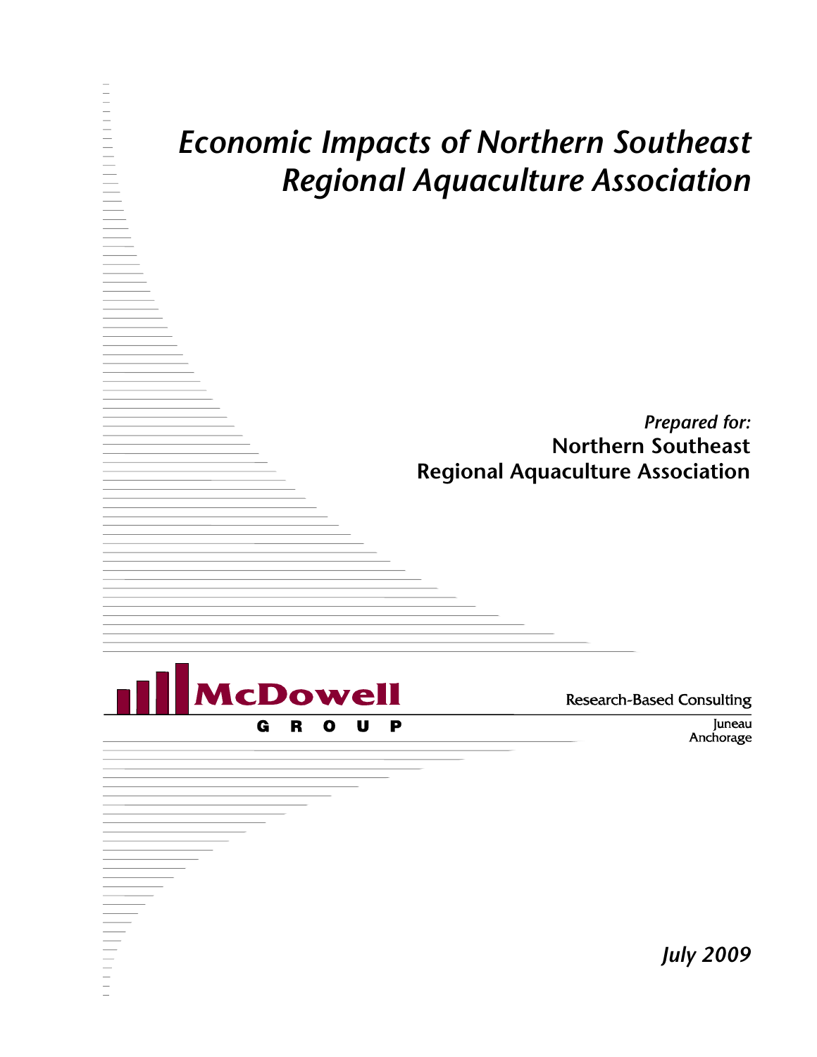# *Economic Impacts of Northern Southeast Regional Aquaculture Association*

*Prepared for:*

**Northern Southeast Regional Aquaculture Association**

McDowell GROUP

Research-Based Consulting

Juneau
Anchorage

*July 2009*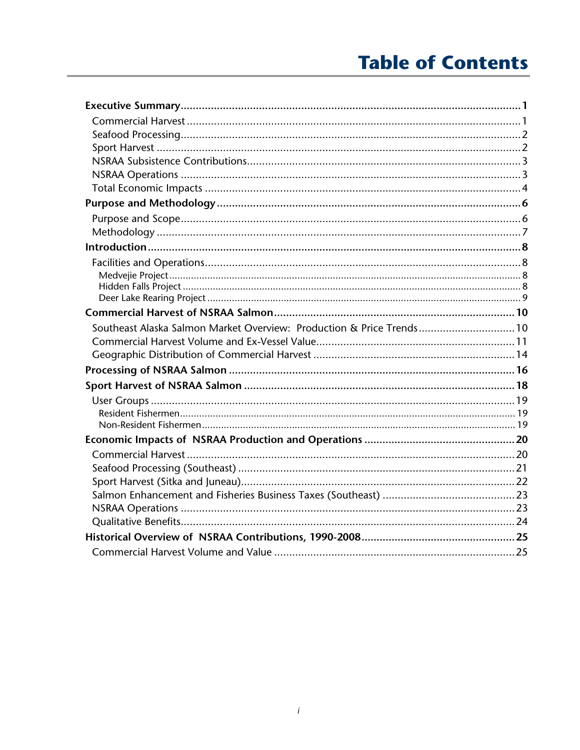# Table of Contents

**Executive Summary** .......... **1**
- Commercial Harvest .......... 1
- Seafood Processing .......... 2
- Sport Harvest .......... 2
- NSRAA Subsistence Contributions .......... 3
- NSRAA Operations .......... 3
- Total Economic Impacts .......... 4

**Purpose and Methodology** .......... **6**
- Purpose and Scope .......... 6
- Methodology .......... 7

**Introduction** .......... **8**
- Facilities and Operations .......... 8
  - Medvejie Project .......... 8
  - Hidden Falls Project .......... 8
  - Deer Lake Rearing Project .......... 9

**Commercial Harvest of NSRAA Salmon** .......... **10**
- Southeast Alaska Salmon Market Overview: Production & Price Trends .......... 10
- Commercial Harvest Volume and Ex-Vessel Value .......... 11
- Geographic Distribution of Commercial Harvest .......... 14

**Processing of NSRAA Salmon** .......... **16**

**Sport Harvest of NSRAA Salmon** .......... **18**
- User Groups .......... 19
  - Resident Fishermen .......... 19
  - Non-Resident Fishermen .......... 19

**Economic Impacts of NSRAA Production and Operations** .......... **20**
- Commercial Harvest .......... 20
- Seafood Processing (Southeast) .......... 21
- Sport Harvest (Sitka and Juneau) .......... 22
- Salmon Enhancement and Fisheries Business Taxes (Southeast) .......... 23
- NSRAA Operations .......... 23
- Qualitative Benefits .......... 24

**Historical Overview of NSRAA Contributions, 1990-2008** .......... **25**
- Commercial Harvest Volume and Value .......... 25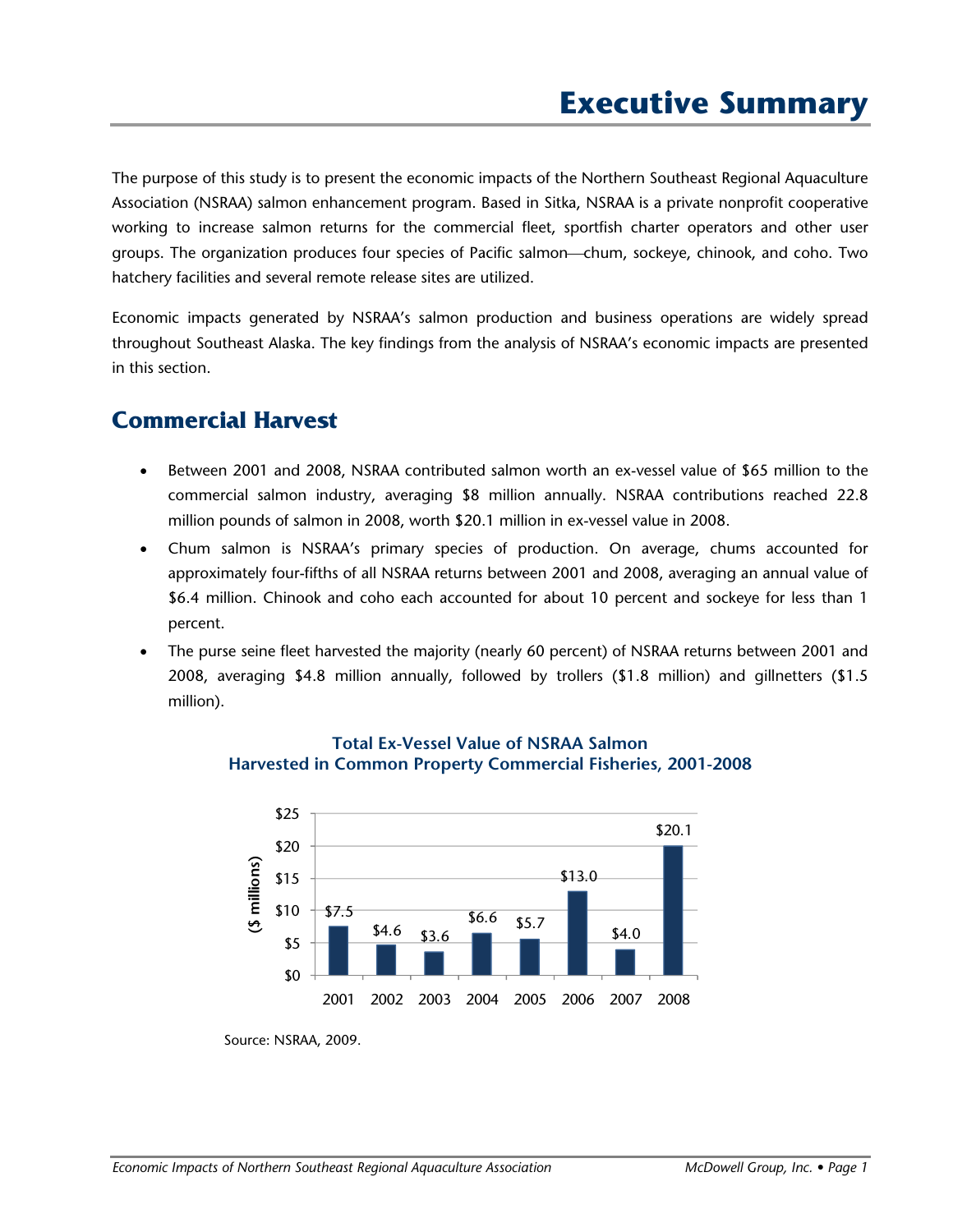# Executive Summary

The purpose of this study is to present the economic impacts of the Northern Southeast Regional Aquaculture Association (NSRAA) salmon enhancement program. Based in Sitka, NSRAA is a private nonprofit cooperative working to increase salmon returns for the commercial fleet, sportfish charter operators and other user groups. The organization produces four species of Pacific salmon—chum, sockeye, chinook, and coho. Two hatchery facilities and several remote release sites are utilized.

Economic impacts generated by NSRAA's salmon production and business operations are widely spread throughout Southeast Alaska. The key findings from the analysis of NSRAA's economic impacts are presented in this section.

## Commercial Harvest

- Between 2001 and 2008, NSRAA contributed salmon worth an ex-vessel value of $65 million to the commercial salmon industry, averaging $8 million annually. NSRAA contributions reached 22.8 million pounds of salmon in 2008, worth $20.1 million in ex-vessel value in 2008.
- Chum salmon is NSRAA's primary species of production. On average, chums accounted for approximately four-fifths of all NSRAA returns between 2001 and 2008, averaging an annual value of $6.4 million. Chinook and coho each accounted for about 10 percent and sockeye for less than 1 percent.
- The purse seine fleet harvested the majority (nearly 60 percent) of NSRAA returns between 2001 and 2008, averaging $4.8 million annually, followed by trollers ($1.8 million) and gillnetters ($1.5 million).

**Total Ex-Vessel Value of NSRAA Salmon Harvested in Common Property Commercial Fisheries, 2001-2008**

| Year | ($ millions) |
|---|---|
| 2001 | $7.5 |
| 2002 | $4.6 |
| 2003 | $3.6 |
| 2004 | $6.6 |
| 2005 | $5.7 |
| 2006 | $13.0 |
| 2007 | $4.0 |
| 2008 | $20.1 |

Source: NSRAA, 2009.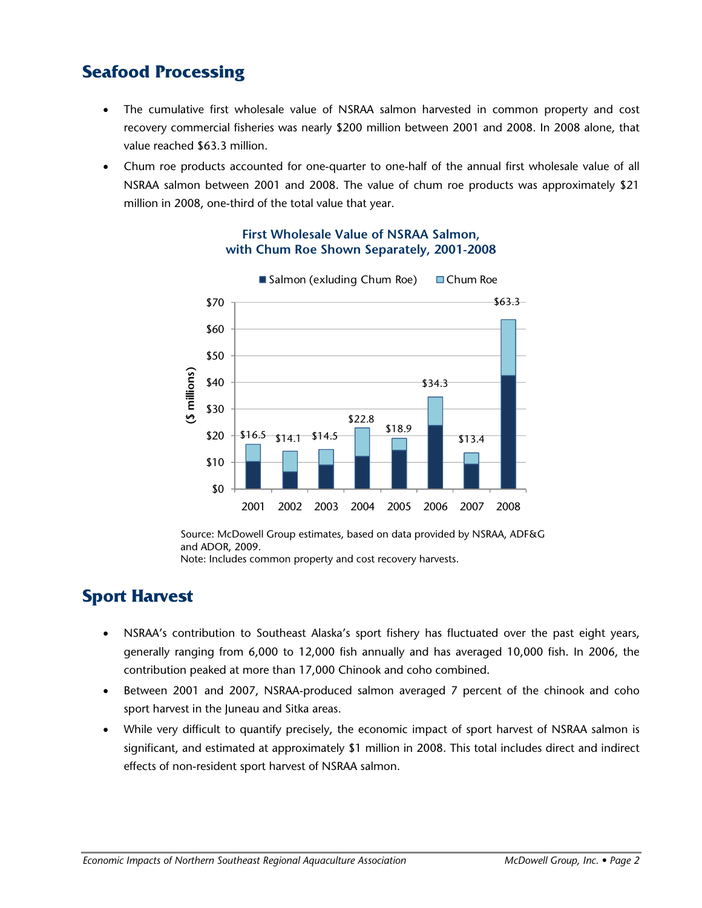## Seafood Processing

- The cumulative first wholesale value of NSRAA salmon harvested in common property and cost recovery commercial fisheries was nearly $200 million between 2001 and 2008. In 2008 alone, that value reached $63.3 million.
- Chum roe products accounted for one-quarter to one-half of the annual first wholesale value of all NSRAA salmon between 2001 and 2008. The value of chum roe products was approximately $21 million in 2008, one-third of the total value that year.

**First Wholesale Value of NSRAA Salmon, with Chum Roe Shown Separately, 2001-2008**

| Year | Total ($ millions) |
|---|---|
| 2001 | $16.5 |
| 2002 | $14.1 |
| 2003 | $14.5 |
| 2004 | $22.8 |
| 2005 | $18.9 |
| 2006 | $34.3 |
| 2007 | $13.4 |
| 2008 | $63.3 |

Legend: Salmon (exluding Chum Roe); Chum Roe

Source: McDowell Group estimates, based on data provided by NSRAA, ADF&G and ADOR, 2009.
Note: Includes common property and cost recovery harvests.

## Sport Harvest

- NSRAA's contribution to Southeast Alaska's sport fishery has fluctuated over the past eight years, generally ranging from 6,000 to 12,000 fish annually and has averaged 10,000 fish. In 2006, the contribution peaked at more than 17,000 Chinook and coho combined.
- Between 2001 and 2007, NSRAA-produced salmon averaged 7 percent of the chinook and coho sport harvest in the Juneau and Sitka areas.
- While very difficult to quantify precisely, the economic impact of sport harvest of NSRAA salmon is significant, and estimated at approximately $1 million in 2008. This total includes direct and indirect effects of non-resident sport harvest of NSRAA salmon.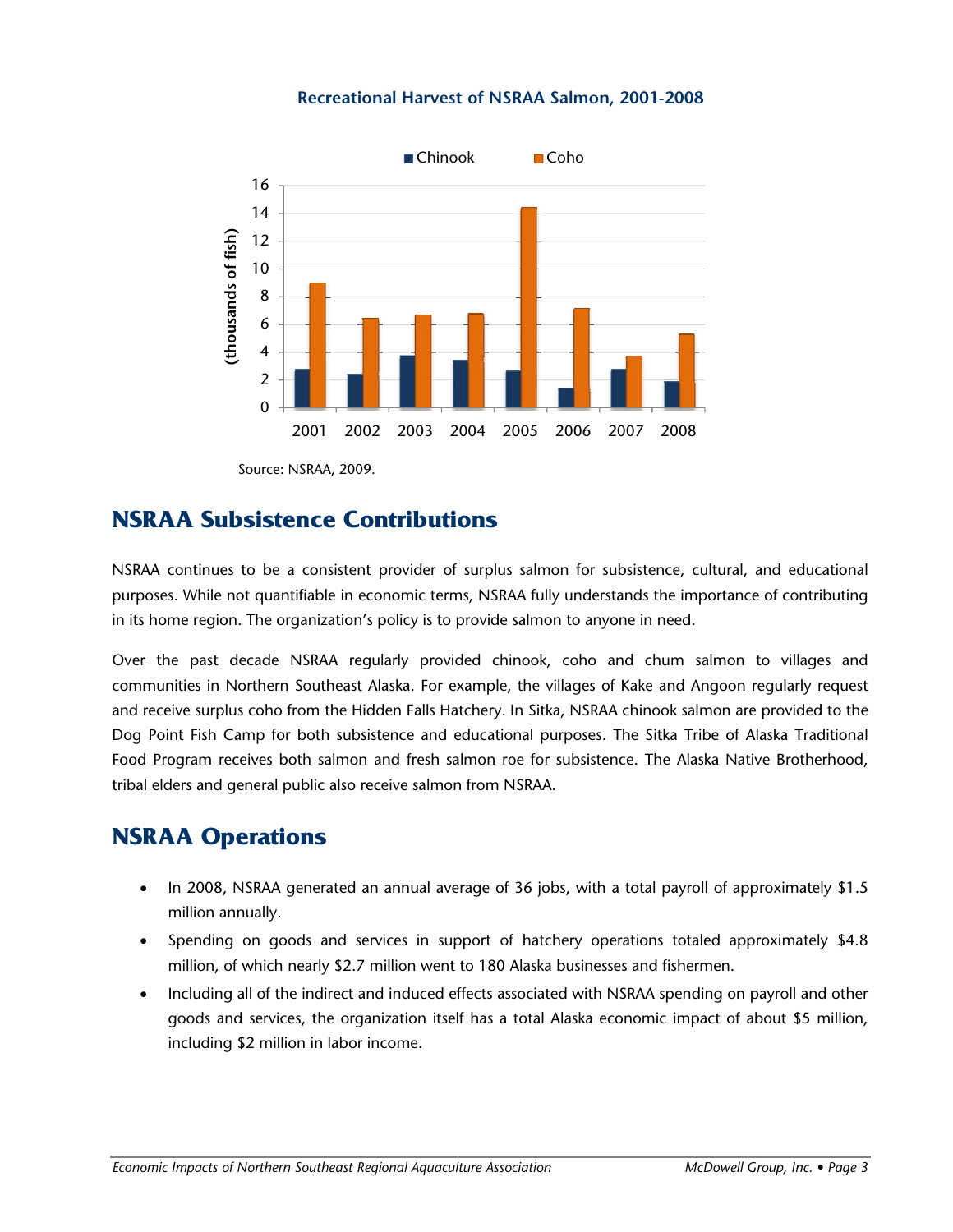**Recreational Harvest of NSRAA Salmon, 2001-2008**

Source: NSRAA, 2009.

## NSRAA Subsistence Contributions

NSRAA continues to be a consistent provider of surplus salmon for subsistence, cultural, and educational purposes. While not quantifiable in economic terms, NSRAA fully understands the importance of contributing in its home region. The organization's policy is to provide salmon to anyone in need.

Over the past decade NSRAA regularly provided chinook, coho and chum salmon to villages and communities in Northern Southeast Alaska. For example, the villages of Kake and Angoon regularly request and receive surplus coho from the Hidden Falls Hatchery. In Sitka, NSRAA chinook salmon are provided to the Dog Point Fish Camp for both subsistence and educational purposes. The Sitka Tribe of Alaska Traditional Food Program receives both salmon and fresh salmon roe for subsistence. The Alaska Native Brotherhood, tribal elders and general public also receive salmon from NSRAA.

## NSRAA Operations

- In 2008, NSRAA generated an annual average of 36 jobs, with a total payroll of approximately $1.5 million annually.
- Spending on goods and services in support of hatchery operations totaled approximately $4.8 million, of which nearly $2.7 million went to 180 Alaska businesses and fishermen.
- Including all of the indirect and induced effects associated with NSRAA spending on payroll and other goods and services, the organization itself has a total Alaska economic impact of about $5 million, including $2 million in labor income.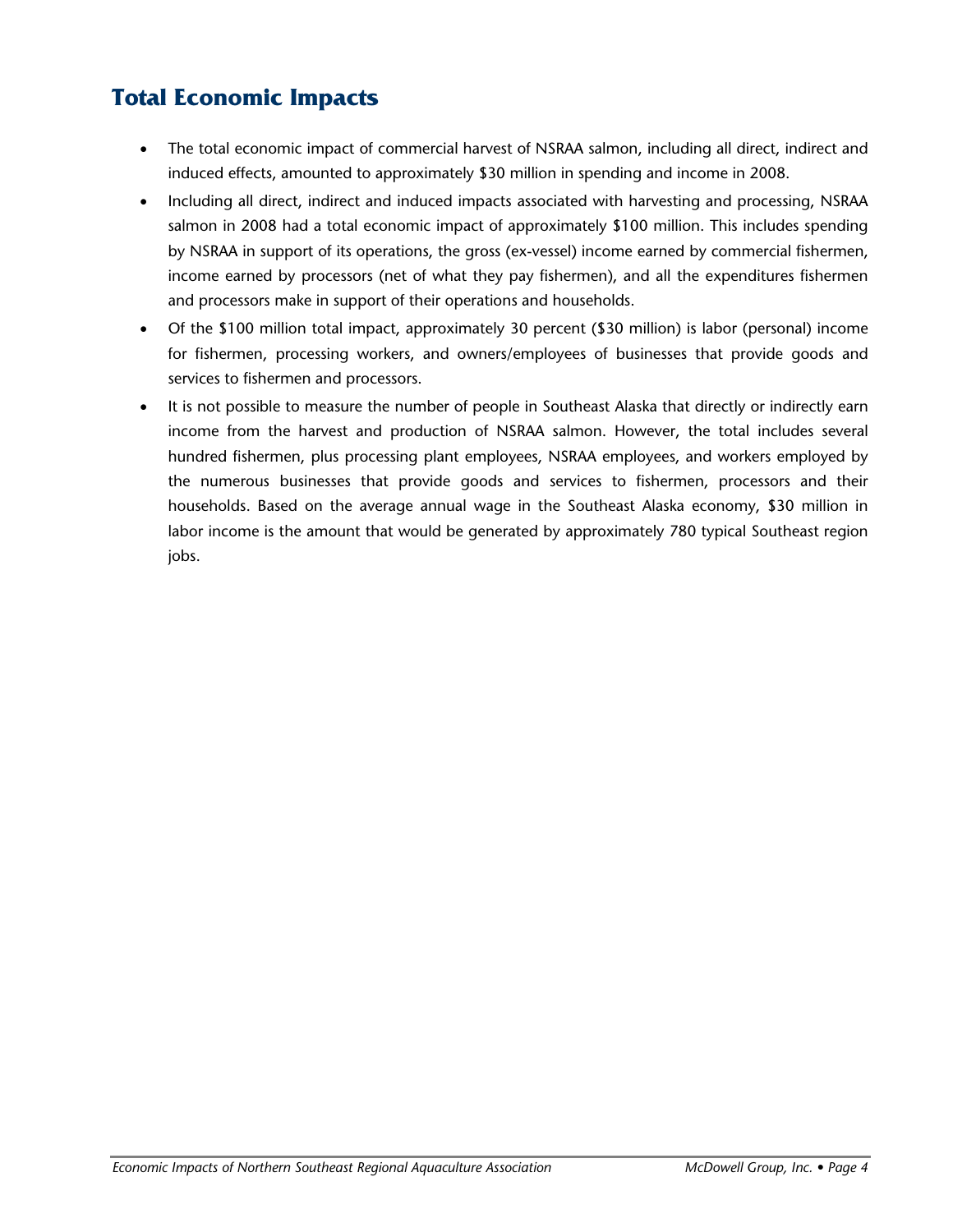## Total Economic Impacts

- The total economic impact of commercial harvest of NSRAA salmon, including all direct, indirect and induced effects, amounted to approximately $30 million in spending and income in 2008.
- Including all direct, indirect and induced impacts associated with harvesting and processing, NSRAA salmon in 2008 had a total economic impact of approximately $100 million. This includes spending by NSRAA in support of its operations, the gross (ex-vessel) income earned by commercial fishermen, income earned by processors (net of what they pay fishermen), and all the expenditures fishermen and processors make in support of their operations and households.
- Of the $100 million total impact, approximately 30 percent ($30 million) is labor (personal) income for fishermen, processing workers, and owners/employees of businesses that provide goods and services to fishermen and processors.
- It is not possible to measure the number of people in Southeast Alaska that directly or indirectly earn income from the harvest and production of NSRAA salmon. However, the total includes several hundred fishermen, plus processing plant employees, NSRAA employees, and workers employed by the numerous businesses that provide goods and services to fishermen, processors and their households. Based on the average annual wage in the Southeast Alaska economy, $30 million in labor income is the amount that would be generated by approximately 780 typical Southeast region jobs.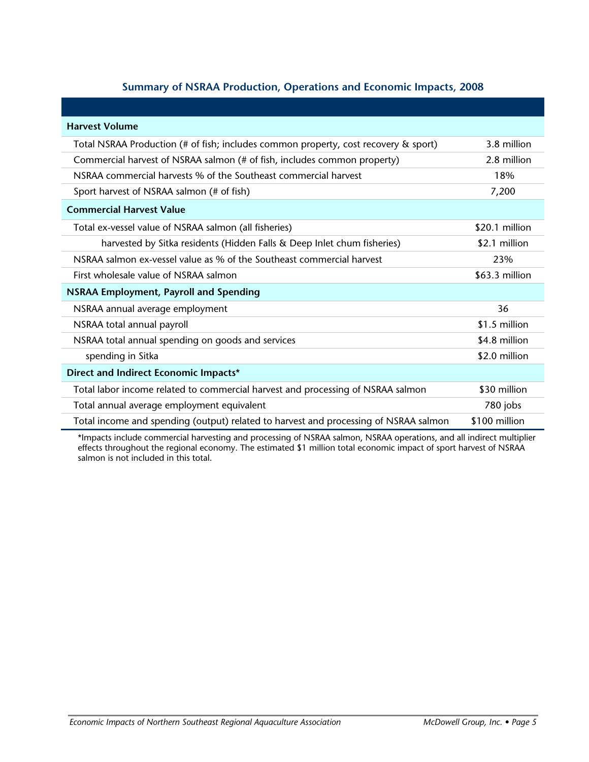## Summary of NSRAA Production, Operations and Economic Impacts, 2008

| | |
|---|---|
| **Harvest Volume** | |
| Total NSRAA Production (# of fish; includes common property, cost recovery & sport) | 3.8 million |
| Commercial harvest of NSRAA salmon (# of fish, includes common property) | 2.8 million |
| NSRAA commercial harvests % of the Southeast commercial harvest | 18% |
| Sport harvest of NSRAA salmon (# of fish) | 7,200 |
| **Commercial Harvest Value** | |
| Total ex-vessel value of NSRAA salmon (all fisheries) | $20.1 million |
| harvested by Sitka residents (Hidden Falls & Deep Inlet chum fisheries) | $2.1 million |
| NSRAA salmon ex-vessel value as % of the Southeast commercial harvest | 23% |
| First wholesale value of NSRAA salmon | $63.3 million |
| **NSRAA Employment, Payroll and Spending** | |
| NSRAA annual average employment | 36 |
| NSRAA total annual payroll | $1.5 million |
| NSRAA total annual spending on goods and services | $4.8 million |
| spending in Sitka | $2.0 million |
| **Direct and Indirect Economic Impacts*** | |
| Total labor income related to commercial harvest and processing of NSRAA salmon | $30 million |
| Total annual average employment equivalent | 780 jobs |
| Total income and spending (output) related to harvest and processing of NSRAA salmon | $100 million |

*Impacts include commercial harvesting and processing of NSRAA salmon, NSRAA operations, and all indirect multiplier effects throughout the regional economy. The estimated $1 million total economic impact of sport harvest of NSRAA salmon is not included in this total.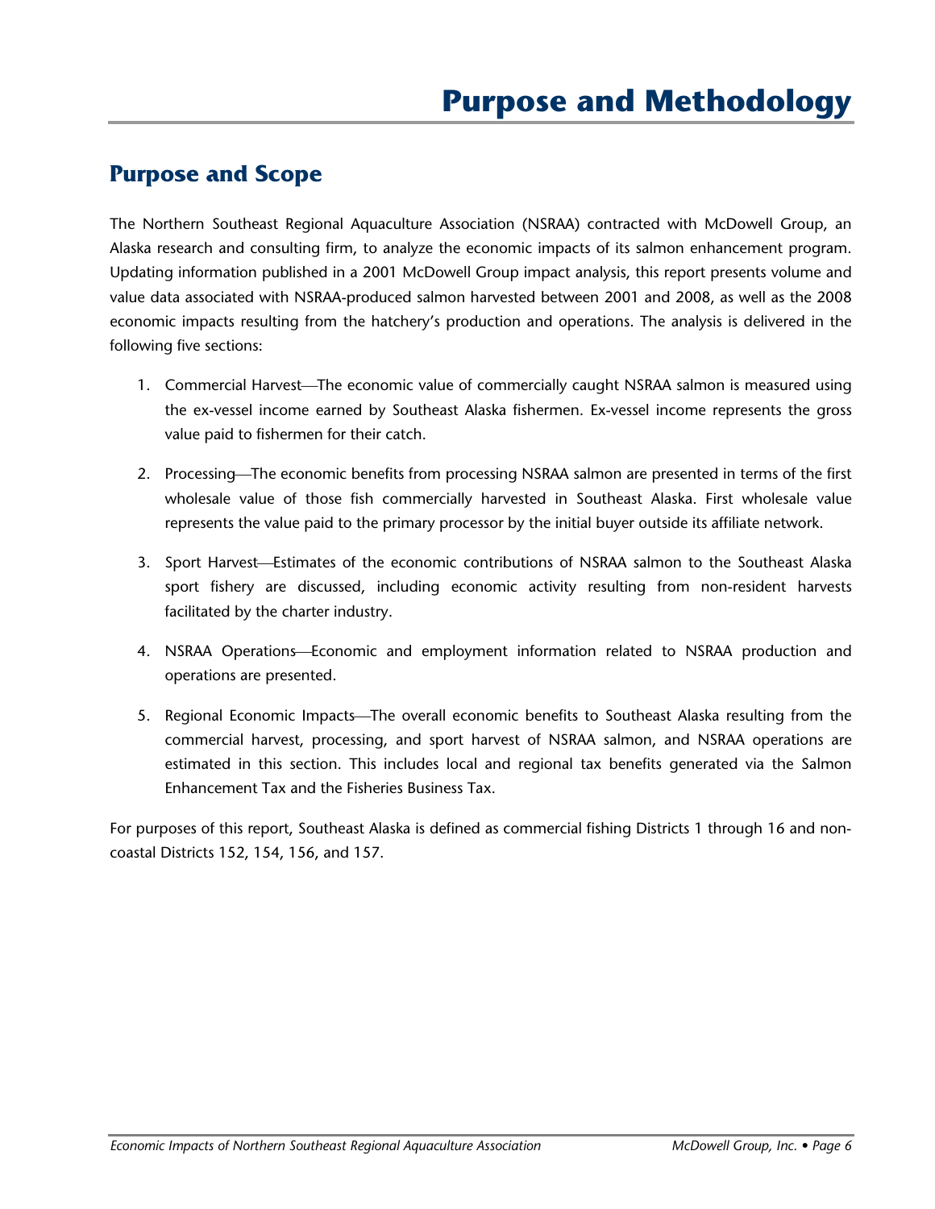# Purpose and Methodology

## Purpose and Scope

The Northern Southeast Regional Aquaculture Association (NSRAA) contracted with McDowell Group, an Alaska research and consulting firm, to analyze the economic impacts of its salmon enhancement program. Updating information published in a 2001 McDowell Group impact analysis, this report presents volume and value data associated with NSRAA-produced salmon harvested between 2001 and 2008, as well as the 2008 economic impacts resulting from the hatchery's production and operations. The analysis is delivered in the following five sections:

1. Commercial Harvest—The economic value of commercially caught NSRAA salmon is measured using the ex-vessel income earned by Southeast Alaska fishermen. Ex-vessel income represents the gross value paid to fishermen for their catch.

2. Processing—The economic benefits from processing NSRAA salmon are presented in terms of the first wholesale value of those fish commercially harvested in Southeast Alaska. First wholesale value represents the value paid to the primary processor by the initial buyer outside its affiliate network.

3. Sport Harvest—Estimates of the economic contributions of NSRAA salmon to the Southeast Alaska sport fishery are discussed, including economic activity resulting from non-resident harvests facilitated by the charter industry.

4. NSRAA Operations—Economic and employment information related to NSRAA production and operations are presented.

5. Regional Economic Impacts—The overall economic benefits to Southeast Alaska resulting from the commercial harvest, processing, and sport harvest of NSRAA salmon, and NSRAA operations are estimated in this section. This includes local and regional tax benefits generated via the Salmon Enhancement Tax and the Fisheries Business Tax.

For purposes of this report, Southeast Alaska is defined as commercial fishing Districts 1 through 16 and non-coastal Districts 152, 154, 156, and 157.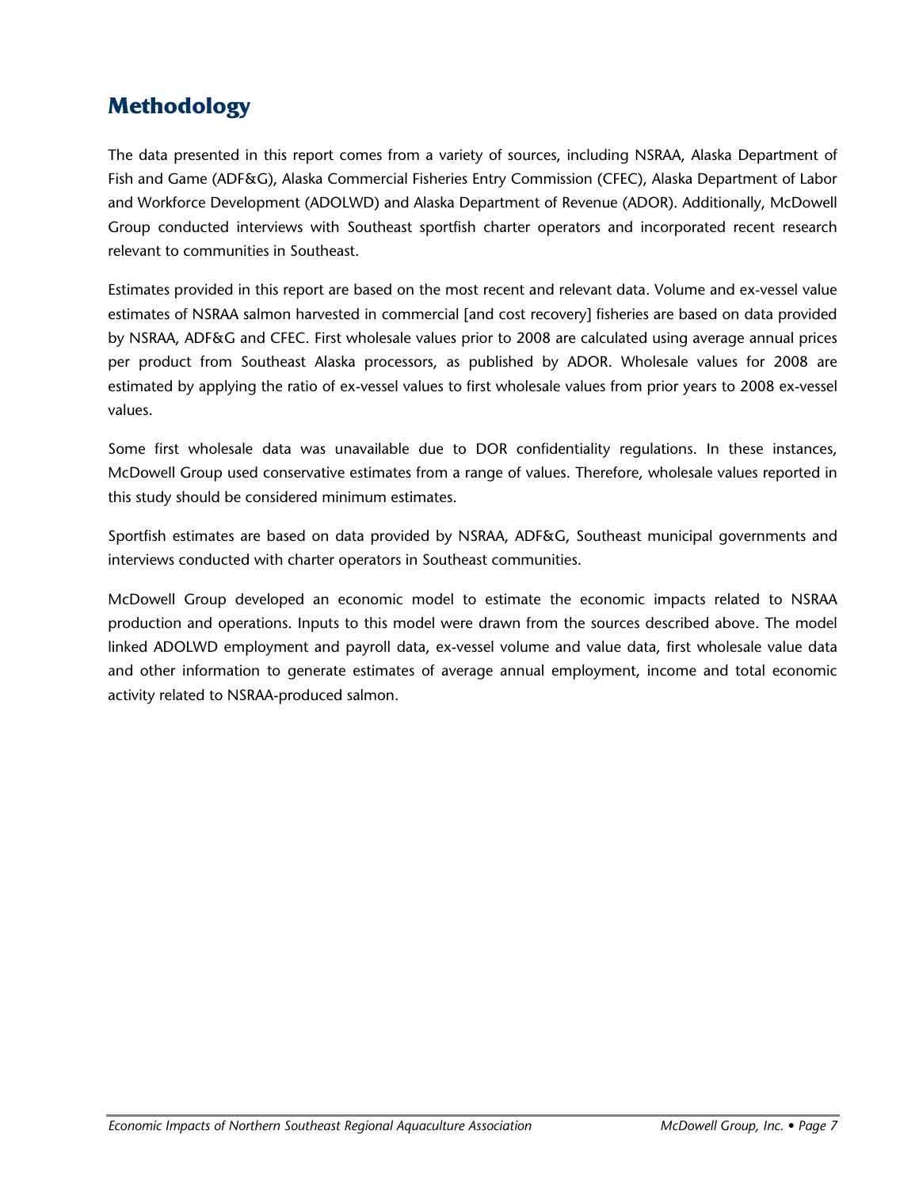## Methodology

The data presented in this report comes from a variety of sources, including NSRAA, Alaska Department of Fish and Game (ADF&G), Alaska Commercial Fisheries Entry Commission (CFEC), Alaska Department of Labor and Workforce Development (ADOLWD) and Alaska Department of Revenue (ADOR). Additionally, McDowell Group conducted interviews with Southeast sportfish charter operators and incorporated recent research relevant to communities in Southeast.

Estimates provided in this report are based on the most recent and relevant data. Volume and ex-vessel value estimates of NSRAA salmon harvested in commercial [and cost recovery] fisheries are based on data provided by NSRAA, ADF&G and CFEC. First wholesale values prior to 2008 are calculated using average annual prices per product from Southeast Alaska processors, as published by ADOR. Wholesale values for 2008 are estimated by applying the ratio of ex-vessel values to first wholesale values from prior years to 2008 ex-vessel values.

Some first wholesale data was unavailable due to DOR confidentiality regulations. In these instances, McDowell Group used conservative estimates from a range of values. Therefore, wholesale values reported in this study should be considered minimum estimates.

Sportfish estimates are based on data provided by NSRAA, ADF&G, Southeast municipal governments and interviews conducted with charter operators in Southeast communities.

McDowell Group developed an economic model to estimate the economic impacts related to NSRAA production and operations. Inputs to this model were drawn from the sources described above. The model linked ADOLWD employment and payroll data, ex-vessel volume and value data, first wholesale value data and other information to generate estimates of average annual employment, income and total economic activity related to NSRAA-produced salmon.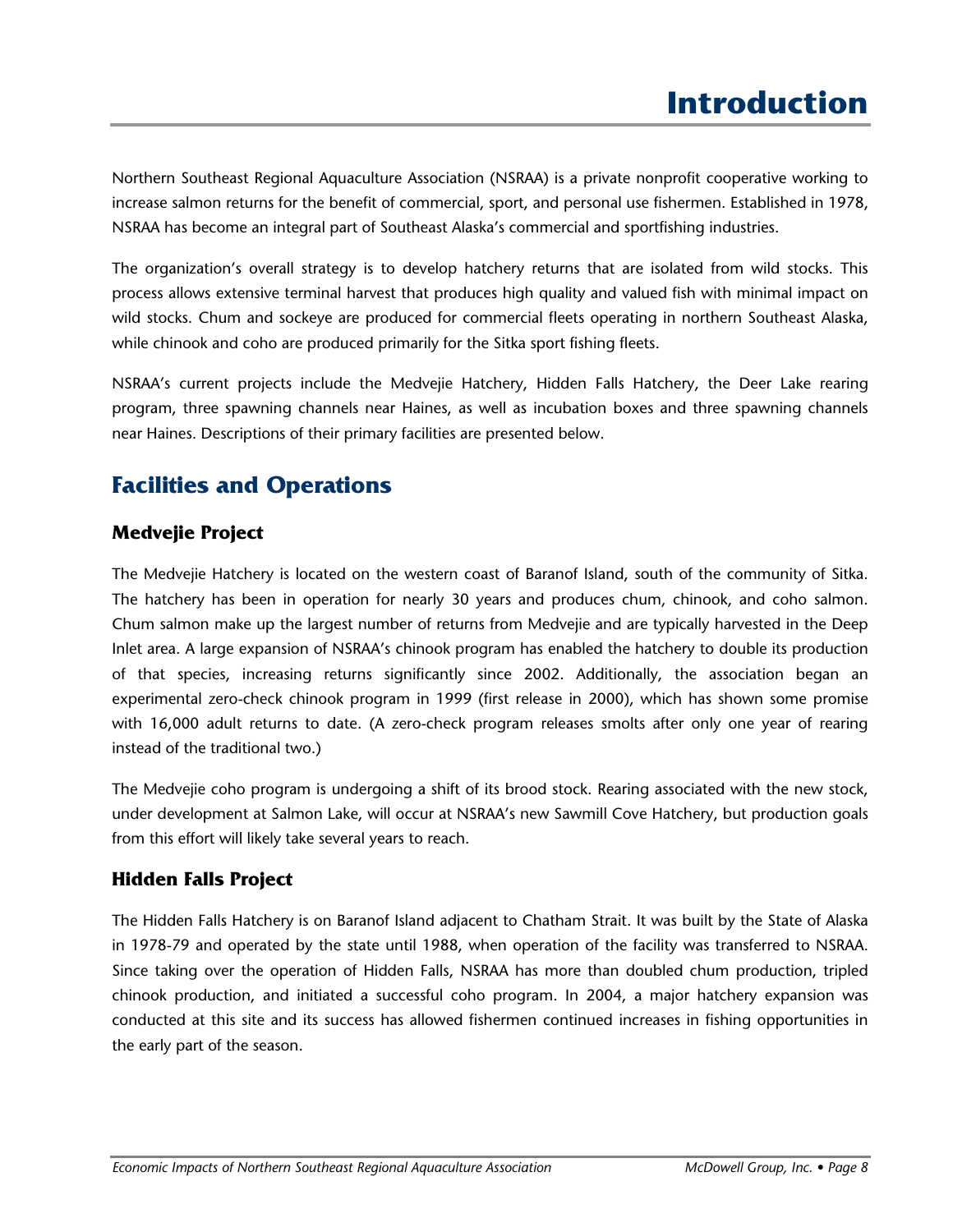# Introduction

Northern Southeast Regional Aquaculture Association (NSRAA) is a private nonprofit cooperative working to increase salmon returns for the benefit of commercial, sport, and personal use fishermen. Established in 1978, NSRAA has become an integral part of Southeast Alaska's commercial and sportfishing industries.

The organization's overall strategy is to develop hatchery returns that are isolated from wild stocks. This process allows extensive terminal harvest that produces high quality and valued fish with minimal impact on wild stocks. Chum and sockeye are produced for commercial fleets operating in northern Southeast Alaska, while chinook and coho are produced primarily for the Sitka sport fishing fleets.

NSRAA's current projects include the Medvejie Hatchery, Hidden Falls Hatchery, the Deer Lake rearing program, three spawning channels near Haines, as well as incubation boxes and three spawning channels near Haines. Descriptions of their primary facilities are presented below.

## Facilities and Operations

### Medvejie Project

The Medvejie Hatchery is located on the western coast of Baranof Island, south of the community of Sitka. The hatchery has been in operation for nearly 30 years and produces chum, chinook, and coho salmon. Chum salmon make up the largest number of returns from Medvejie and are typically harvested in the Deep Inlet area. A large expansion of NSRAA's chinook program has enabled the hatchery to double its production of that species, increasing returns significantly since 2002. Additionally, the association began an experimental zero-check chinook program in 1999 (first release in 2000), which has shown some promise with 16,000 adult returns to date. (A zero-check program releases smolts after only one year of rearing instead of the traditional two.)

The Medvejie coho program is undergoing a shift of its brood stock. Rearing associated with the new stock, under development at Salmon Lake, will occur at NSRAA's new Sawmill Cove Hatchery, but production goals from this effort will likely take several years to reach.

### Hidden Falls Project

The Hidden Falls Hatchery is on Baranof Island adjacent to Chatham Strait. It was built by the State of Alaska in 1978-79 and operated by the state until 1988, when operation of the facility was transferred to NSRAA. Since taking over the operation of Hidden Falls, NSRAA has more than doubled chum production, tripled chinook production, and initiated a successful coho program. In 2004, a major hatchery expansion was conducted at this site and its success has allowed fishermen continued increases in fishing opportunities in the early part of the season.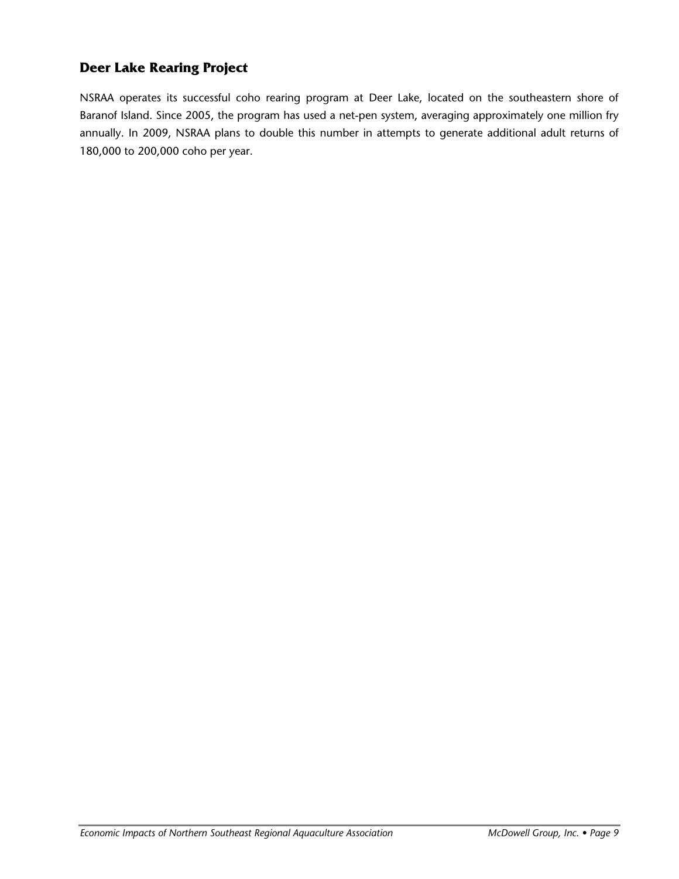## Deer Lake Rearing Project

NSRAA operates its successful coho rearing program at Deer Lake, located on the southeastern shore of Baranof Island. Since 2005, the program has used a net-pen system, averaging approximately one million fry annually. In 2009, NSRAA plans to double this number in attempts to generate additional adult returns of 180,000 to 200,000 coho per year.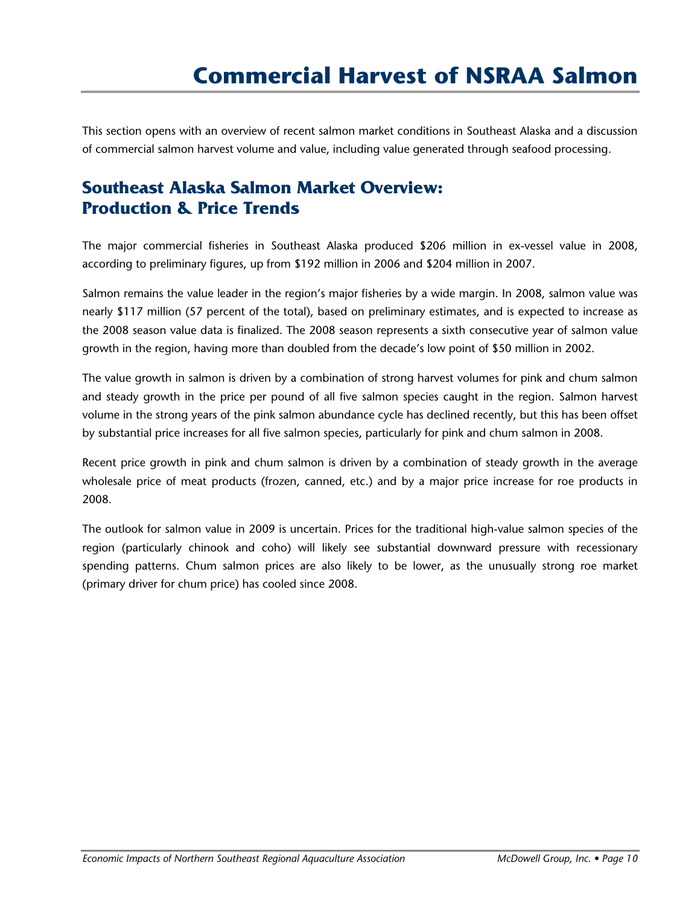# Commercial Harvest of NSRAA Salmon

This section opens with an overview of recent salmon market conditions in Southeast Alaska and a discussion of commercial salmon harvest volume and value, including value generated through seafood processing.

## Southeast Alaska Salmon Market Overview: Production & Price Trends

The major commercial fisheries in Southeast Alaska produced $206 million in ex-vessel value in 2008, according to preliminary figures, up from $192 million in 2006 and $204 million in 2007.

Salmon remains the value leader in the region's major fisheries by a wide margin. In 2008, salmon value was nearly $117 million (57 percent of the total), based on preliminary estimates, and is expected to increase as the 2008 season value data is finalized. The 2008 season represents a sixth consecutive year of salmon value growth in the region, having more than doubled from the decade's low point of $50 million in 2002.

The value growth in salmon is driven by a combination of strong harvest volumes for pink and chum salmon and steady growth in the price per pound of all five salmon species caught in the region. Salmon harvest volume in the strong years of the pink salmon abundance cycle has declined recently, but this has been offset by substantial price increases for all five salmon species, particularly for pink and chum salmon in 2008.

Recent price growth in pink and chum salmon is driven by a combination of steady growth in the average wholesale price of meat products (frozen, canned, etc.) and by a major price increase for roe products in 2008.

The outlook for salmon value in 2009 is uncertain. Prices for the traditional high-value salmon species of the region (particularly chinook and coho) will likely see substantial downward pressure with recessionary spending patterns. Chum salmon prices are also likely to be lower, as the unusually strong roe market (primary driver for chum price) has cooled since 2008.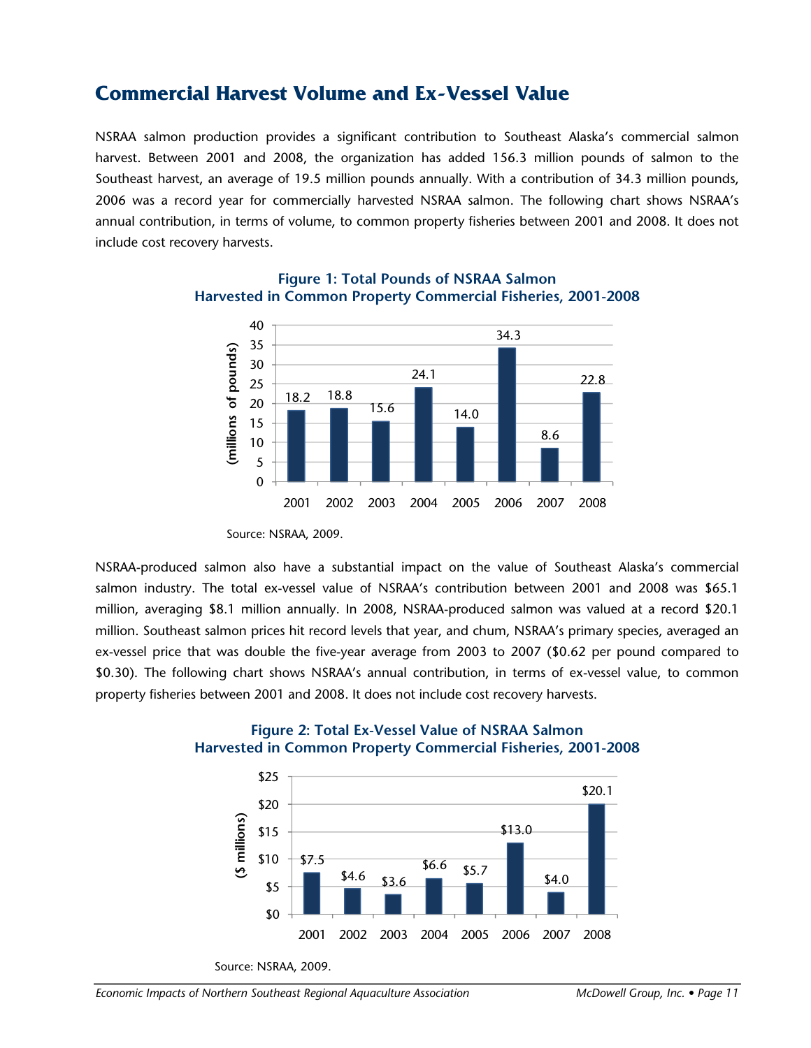## Commercial Harvest Volume and Ex-Vessel Value

NSRAA salmon production provides a significant contribution to Southeast Alaska's commercial salmon harvest. Between 2001 and 2008, the organization has added 156.3 million pounds of salmon to the Southeast harvest, an average of 19.5 million pounds annually. With a contribution of 34.3 million pounds, 2006 was a record year for commercially harvested NSRAA salmon. The following chart shows NSRAA's annual contribution, in terms of volume, to common property fisheries between 2001 and 2008. It does not include cost recovery harvests.

**Figure 1: Total Pounds of NSRAA Salmon Harvested in Common Property Commercial Fisheries, 2001-2008**

| Year | Millions of pounds |
|---|---|
| 2001 | 18.2 |
| 2002 | 18.8 |
| 2003 | 15.6 |
| 2004 | 24.1 |
| 2005 | 14.0 |
| 2006 | 34.3 |
| 2007 | 8.6 |
| 2008 | 22.8 |

Source: NSRAA, 2009.

NSRAA-produced salmon also have a substantial impact on the value of Southeast Alaska's commercial salmon industry. The total ex-vessel value of NSRAA's contribution between 2001 and 2008 was $65.1 million, averaging $8.1 million annually. In 2008, NSRAA-produced salmon was valued at a record $20.1 million. Southeast salmon prices hit record levels that year, and chum, NSRAA's primary species, averaged an ex-vessel price that was double the five-year average from 2003 to 2007 ($0.62 per pound compared to $0.30). The following chart shows NSRAA's annual contribution, in terms of ex-vessel value, to common property fisheries between 2001 and 2008. It does not include cost recovery harvests.

**Figure 2: Total Ex-Vessel Value of NSRAA Salmon Harvested in Common Property Commercial Fisheries, 2001-2008**

| Year | $ millions |
|---|---|
| 2001 | $7.5 |
| 2002 | $4.6 |
| 2003 | $3.6 |
| 2004 | $6.6 |
| 2005 | $5.7 |
| 2006 | $13.0 |
| 2007 | $4.0 |
| 2008 | $20.1 |

Source: NSRAA, 2009.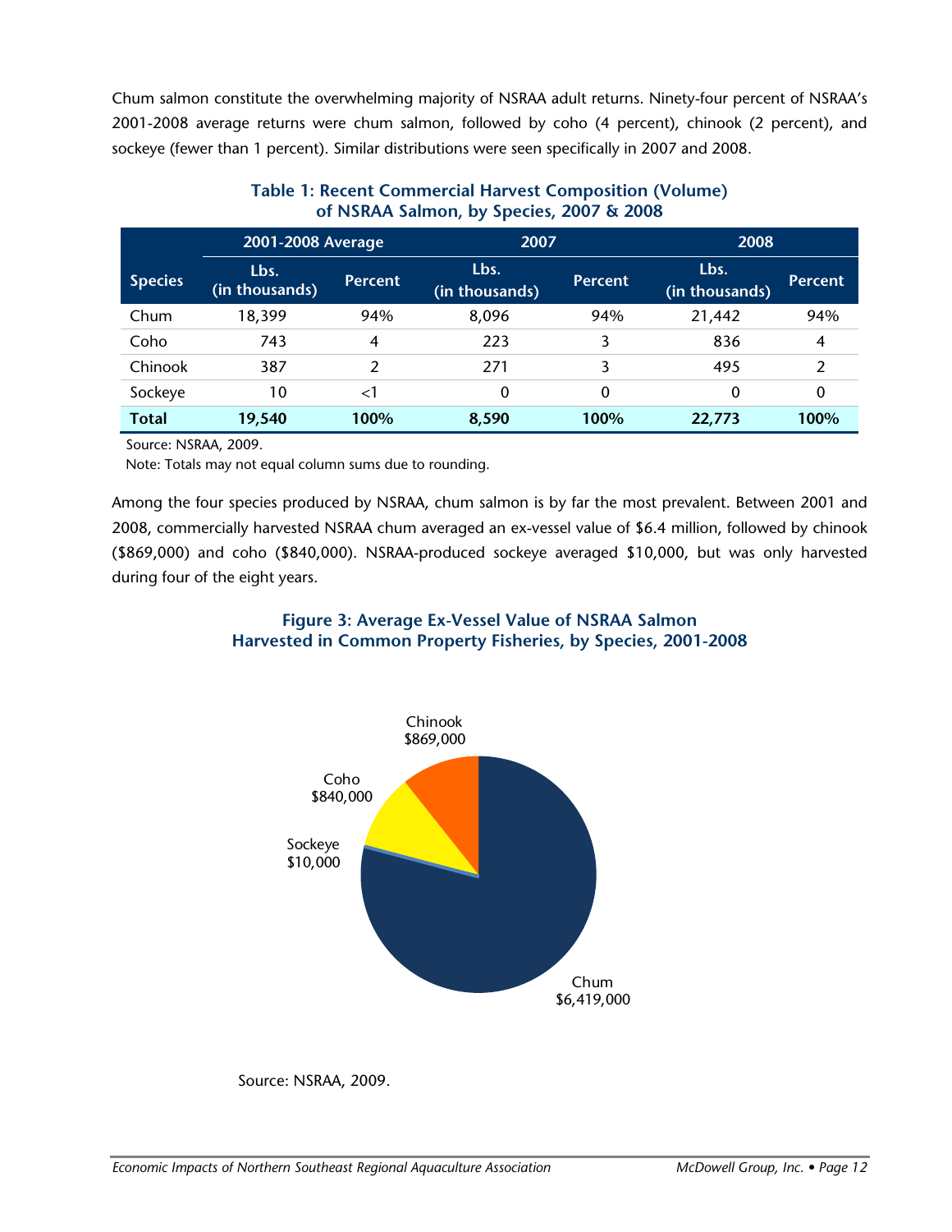Chum salmon constitute the overwhelming majority of NSRAA adult returns. Ninety-four percent of NSRAA's 2001-2008 average returns were chum salmon, followed by coho (4 percent), chinook (2 percent), and sockeye (fewer than 1 percent). Similar distributions were seen specifically in 2007 and 2008.

**Table 1: Recent Commercial Harvest Composition (Volume) of NSRAA Salmon, by Species, 2007 & 2008**

| | 2001-2008 Average | | 2007 | | 2008 | |
|---|---|---|---|---|---|---|
| **Species** | **Lbs. (in thousands)** | **Percent** | **Lbs. (in thousands)** | **Percent** | **Lbs. (in thousands)** | **Percent** |
| Chum | 18,399 | 94% | 8,096 | 94% | 21,442 | 94% |
| Coho | 743 | 4 | 223 | 3 | 836 | 4 |
| Chinook | 387 | 2 | 271 | 3 | 495 | 2 |
| Sockeye | 10 | <1 | 0 | 0 | 0 | 0 |
| **Total** | **19,540** | **100%** | **8,590** | **100%** | **22,773** | **100%** |

Source: NSRAA, 2009.

Note: Totals may not equal column sums due to rounding.

Among the four species produced by NSRAA, chum salmon is by far the most prevalent. Between 2001 and 2008, commercially harvested NSRAA chum averaged an ex-vessel value of $6.4 million, followed by chinook ($869,000) and coho ($840,000). NSRAA-produced sockeye averaged $10,000, but was only harvested during four of the eight years.

**Figure 3: Average Ex-Vessel Value of NSRAA Salmon Harvested in Common Property Fisheries, by Species, 2001-2008**

| Species | Average Ex-Vessel Value |
|---|---|
| Chum | $6,419,000 |
| Chinook | $869,000 |
| Coho | $840,000 |
| Sockeye | $10,000 |

Source: NSRAA, 2009.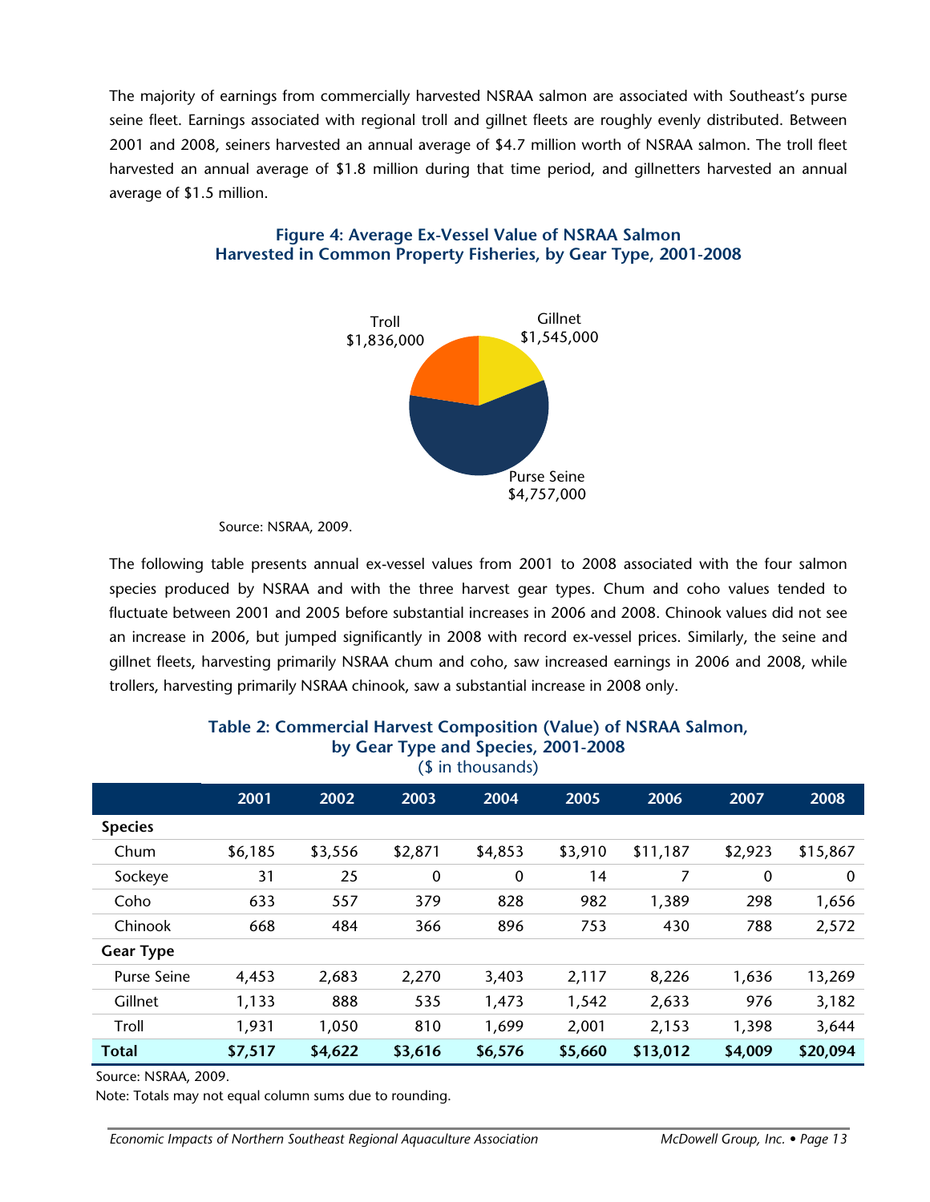The majority of earnings from commercially harvested NSRAA salmon are associated with Southeast's purse seine fleet. Earnings associated with regional troll and gillnet fleets are roughly evenly distributed. Between 2001 and 2008, seiners harvested an annual average of $4.7 million worth of NSRAA salmon. The troll fleet harvested an annual average of $1.8 million during that time period, and gillnetters harvested an annual average of $1.5 million.

**Figure 4: Average Ex-Vessel Value of NSRAA Salmon Harvested in Common Property Fisheries, by Gear Type, 2001-2008**

Troll $1,836,000

Gillnet $1,545,000

Purse Seine $4,757,000

Source: NSRAA, 2009.

The following table presents annual ex-vessel values from 2001 to 2008 associated with the four salmon species produced by NSRAA and with the three harvest gear types. Chum and coho values tended to fluctuate between 2001 and 2005 before substantial increases in 2006 and 2008. Chinook values did not see an increase in 2006, but jumped significantly in 2008 with record ex-vessel prices. Similarly, the seine and gillnet fleets, harvesting primarily NSRAA chum and coho, saw increased earnings in 2006 and 2008, while trollers, harvesting primarily NSRAA chinook, saw a substantial increase in 2008 only.

**Table 2: Commercial Harvest Composition (Value) of NSRAA Salmon, by Gear Type and Species, 2001-2008**
($ in thousands)

| | 2001 | 2002 | 2003 | 2004 | 2005 | 2006 | 2007 | 2008 |
|---|---|---|---|---|---|---|---|---|
| **Species** | | | | | | | | |
| Chum | $6,185 | $3,556 | $2,871 | $4,853 | $3,910 | $11,187 | $2,923 | $15,867 |
| Sockeye | 31 | 25 | 0 | 0 | 14 | 7 | 0 | 0 |
| Coho | 633 | 557 | 379 | 828 | 982 | 1,389 | 298 | 1,656 |
| Chinook | 668 | 484 | 366 | 896 | 753 | 430 | 788 | 2,572 |
| **Gear Type** | | | | | | | | |
| Purse Seine | 4,453 | 2,683 | 2,270 | 3,403 | 2,117 | 8,226 | 1,636 | 13,269 |
| Gillnet | 1,133 | 888 | 535 | 1,473 | 1,542 | 2,633 | 976 | 3,182 |
| Troll | 1,931 | 1,050 | 810 | 1,699 | 2,001 | 2,153 | 1,398 | 3,644 |
| **Total** | **$7,517** | **$4,622** | **$3,616** | **$6,576** | **$5,660** | **$13,012** | **$4,009** | **$20,094** |

Source: NSRAA, 2009.

Note: Totals may not equal column sums due to rounding.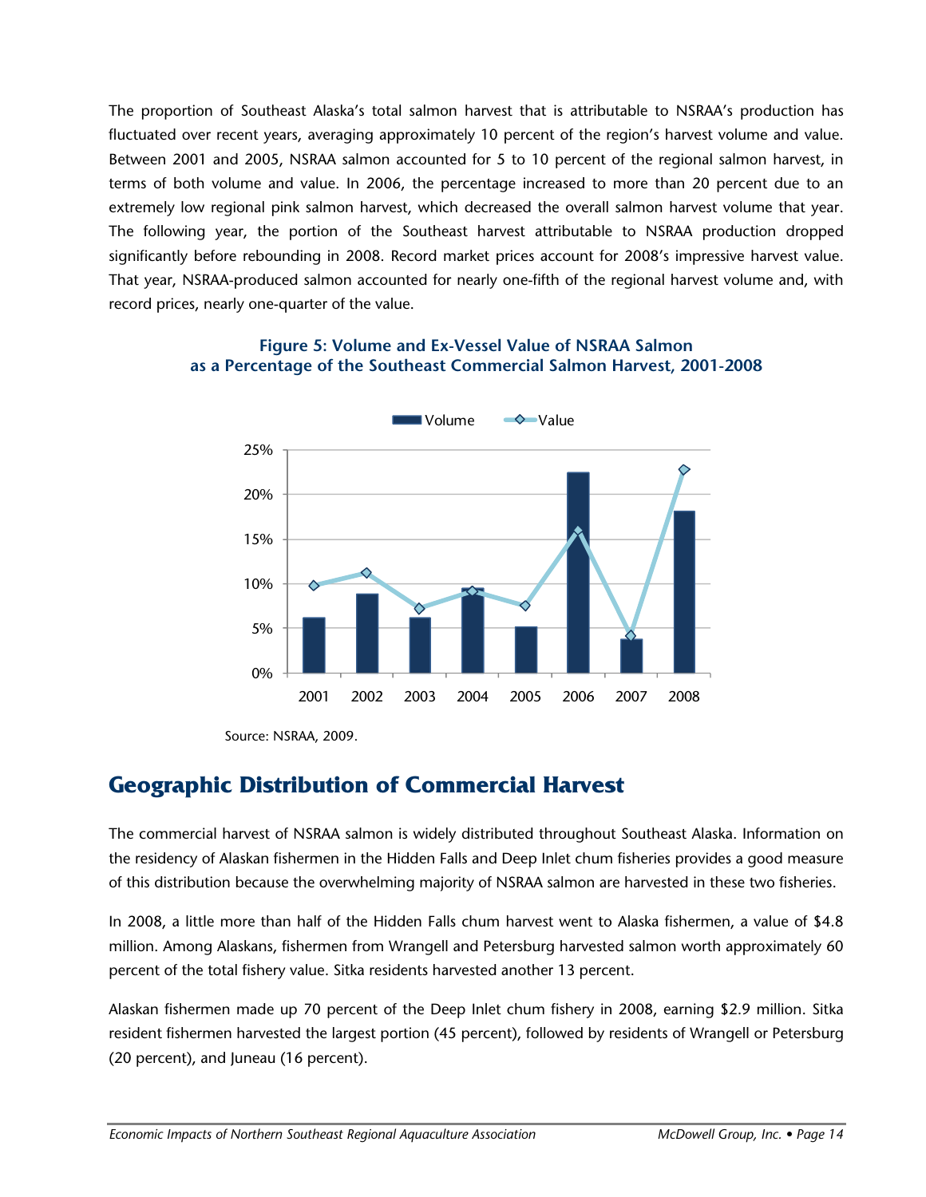The proportion of Southeast Alaska's total salmon harvest that is attributable to NSRAA's production has fluctuated over recent years, averaging approximately 10 percent of the region's harvest volume and value. Between 2001 and 2005, NSRAA salmon accounted for 5 to 10 percent of the regional salmon harvest, in terms of both volume and value. In 2006, the percentage increased to more than 20 percent due to an extremely low regional pink salmon harvest, which decreased the overall salmon harvest volume that year. The following year, the portion of the Southeast harvest attributable to NSRAA production dropped significantly before rebounding in 2008. Record market prices account for 2008's impressive harvest value. That year, NSRAA-produced salmon accounted for nearly one-fifth of the regional harvest volume and, with record prices, nearly one-quarter of the value.

**Figure 5: Volume and Ex-Vessel Value of NSRAA Salmon as a Percentage of the Southeast Commercial Salmon Harvest, 2001-2008**

Source: NSRAA, 2009.

## Geographic Distribution of Commercial Harvest

The commercial harvest of NSRAA salmon is widely distributed throughout Southeast Alaska. Information on the residency of Alaskan fishermen in the Hidden Falls and Deep Inlet chum fisheries provides a good measure of this distribution because the overwhelming majority of NSRAA salmon are harvested in these two fisheries.

In 2008, a little more than half of the Hidden Falls chum harvest went to Alaska fishermen, a value of $4.8 million. Among Alaskans, fishermen from Wrangell and Petersburg harvested salmon worth approximately 60 percent of the total fishery value. Sitka residents harvested another 13 percent.

Alaskan fishermen made up 70 percent of the Deep Inlet chum fishery in 2008, earning $2.9 million. Sitka resident fishermen harvested the largest portion (45 percent), followed by residents of Wrangell or Petersburg (20 percent), and Juneau (16 percent).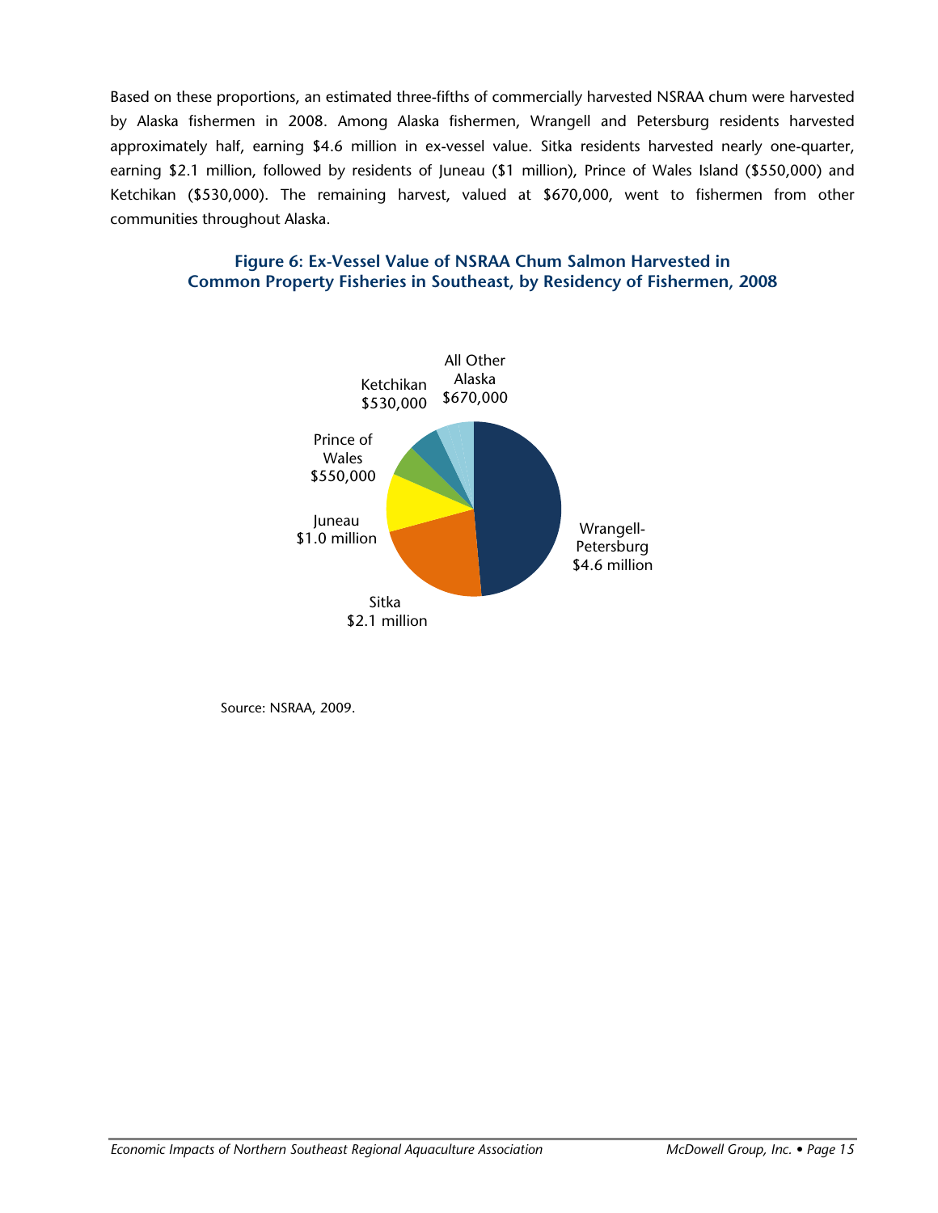Based on these proportions, an estimated three-fifths of commercially harvested NSRAA chum were harvested by Alaska fishermen in 2008. Among Alaska fishermen, Wrangell and Petersburg residents harvested approximately half, earning $4.6 million in ex-vessel value. Sitka residents harvested nearly one-quarter, earning $2.1 million, followed by residents of Juneau ($1 million), Prince of Wales Island ($550,000) and Ketchikan ($530,000). The remaining harvest, valued at $670,000, went to fishermen from other communities throughout Alaska.

**Figure 6: Ex-Vessel Value of NSRAA Chum Salmon Harvested in Common Property Fisheries in Southeast, by Residency of Fishermen, 2008**

Wrangell-Petersburg $4.6 million

Sitka $2.1 million

Juneau $1.0 million

Prince of Wales $550,000

Ketchikan $530,000

All Other Alaska $670,000

Source: NSRAA, 2009.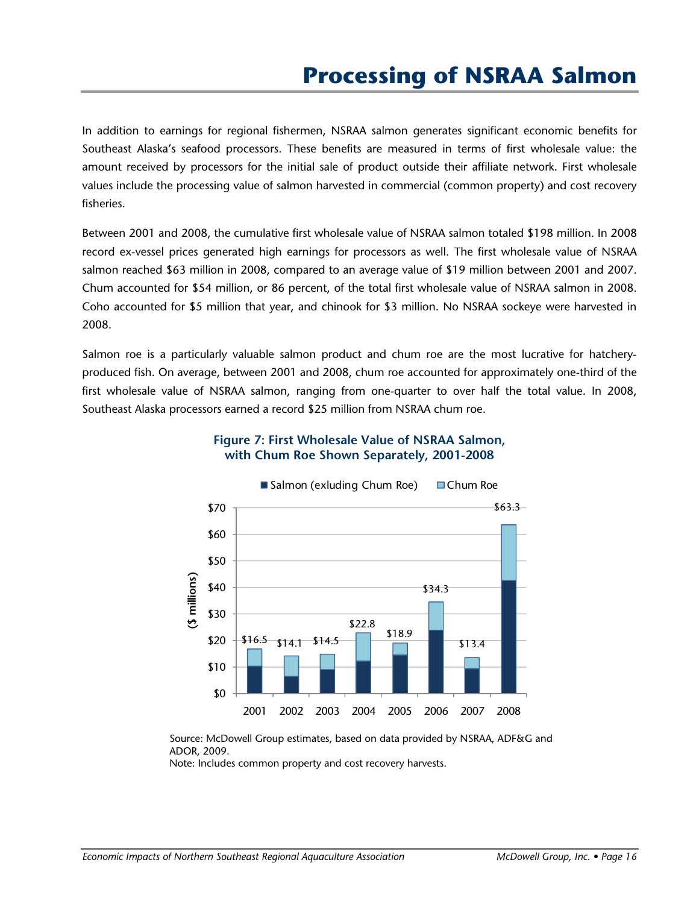# Processing of NSRAA Salmon

In addition to earnings for regional fishermen, NSRAA salmon generates significant economic benefits for Southeast Alaska's seafood processors. These benefits are measured in terms of first wholesale value: the amount received by processors for the initial sale of product outside their affiliate network. First wholesale values include the processing value of salmon harvested in commercial (common property) and cost recovery fisheries.

Between 2001 and 2008, the cumulative first wholesale value of NSRAA salmon totaled $198 million. In 2008 record ex-vessel prices generated high earnings for processors as well. The first wholesale value of NSRAA salmon reached $63 million in 2008, compared to an average value of $19 million between 2001 and 2007. Chum accounted for $54 million, or 86 percent, of the total first wholesale value of NSRAA salmon in 2008. Coho accounted for $5 million that year, and chinook for $3 million. No NSRAA sockeye were harvested in 2008.

Salmon roe is a particularly valuable salmon product and chum roe are the most lucrative for hatchery-produced fish. On average, between 2001 and 2008, chum roe accounted for approximately one-third of the first wholesale value of NSRAA salmon, ranging from one-quarter to over half the total value. In 2008, Southeast Alaska processors earned a record $25 million from NSRAA chum roe.

**Figure 7: First Wholesale Value of NSRAA Salmon, with Chum Roe Shown Separately, 2001-2008**

| Year | Total ($ millions) |
|---|---|
| 2001 | $16.5 |
| 2002 | $14.1 |
| 2003 | $14.5 |
| 2004 | $22.8 |
| 2005 | $18.9 |
| 2006 | $34.3 |
| 2007 | $13.4 |
| 2008 | $63.3 |

Legend: Salmon (exluding Chum Roe); Chum Roe

Source: McDowell Group estimates, based on data provided by NSRAA, ADF&G and ADOR, 2009.
Note: Includes common property and cost recovery harvests.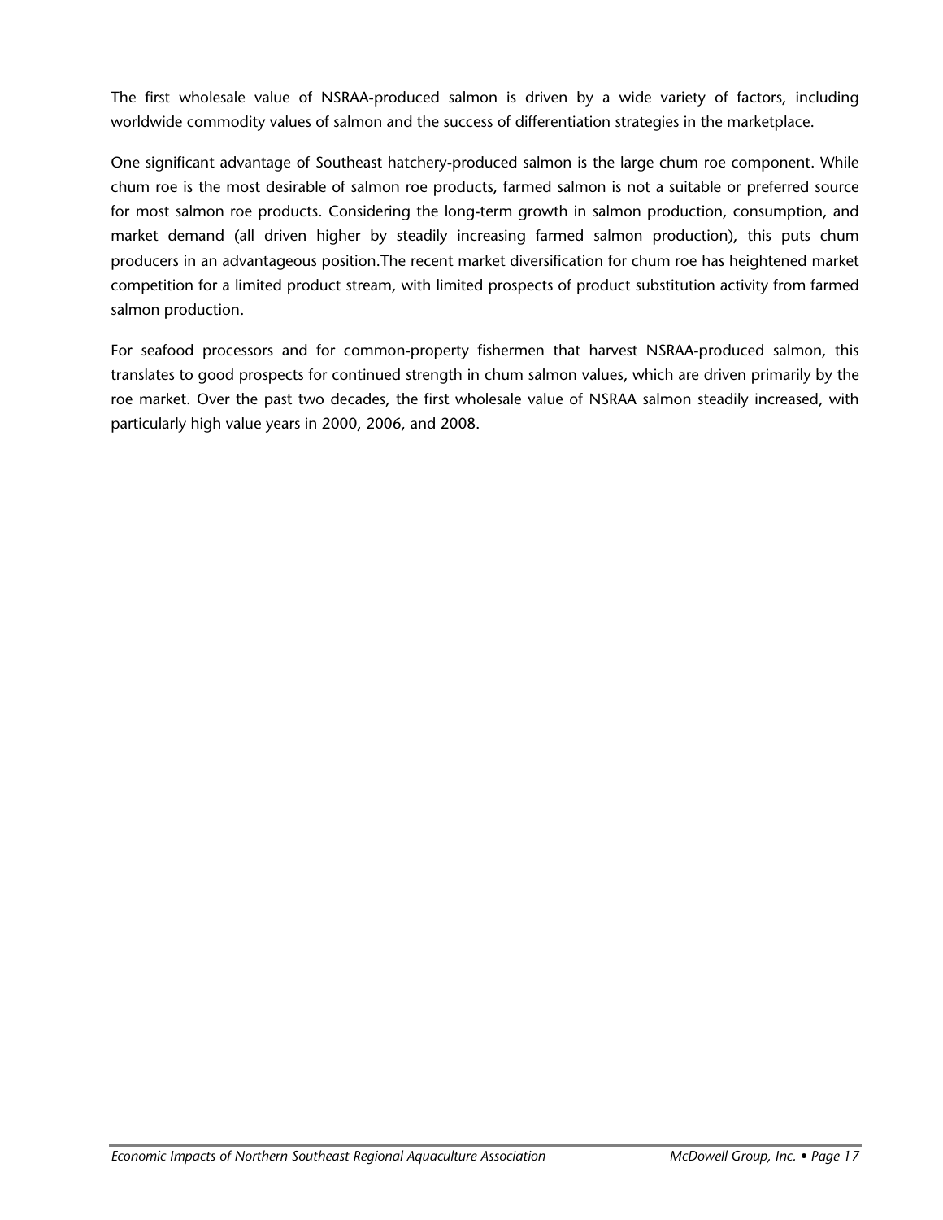The first wholesale value of NSRAA-produced salmon is driven by a wide variety of factors, including worldwide commodity values of salmon and the success of differentiation strategies in the marketplace.

One significant advantage of Southeast hatchery-produced salmon is the large chum roe component. While chum roe is the most desirable of salmon roe products, farmed salmon is not a suitable or preferred source for most salmon roe products. Considering the long-term growth in salmon production, consumption, and market demand (all driven higher by steadily increasing farmed salmon production), this puts chum producers in an advantageous position.The recent market diversification for chum roe has heightened market competition for a limited product stream, with limited prospects of product substitution activity from farmed salmon production.

For seafood processors and for common-property fishermen that harvest NSRAA-produced salmon, this translates to good prospects for continued strength in chum salmon values, which are driven primarily by the roe market. Over the past two decades, the first wholesale value of NSRAA salmon steadily increased, with particularly high value years in 2000, 2006, and 2008.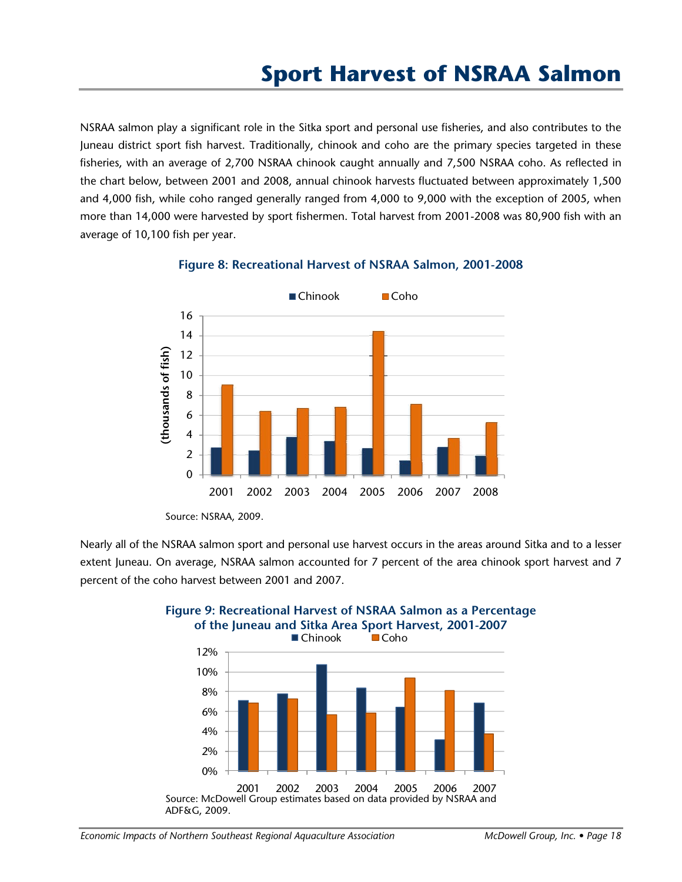// Sport Harvest of NSRAA Salmon

NSRAA salmon play a significant role in the Sitka sport and personal use fisheries, and also contributes to the Juneau district sport fish harvest. Traditionally, chinook and coho are the primary species targeted in these fisheries, with an average of 2,700 NSRAA chinook caught annually and 7,500 NSRAA coho. As reflected in the chart below, between 2001 and 2008, annual chinook harvests fluctuated between approximately 1,500 and 4,000 fish, while coho ranged generally ranged from 4,000 to 9,000 with the exception of 2005, when more than 14,000 were harvested by sport fishermen. Total harvest from 2001-2008 was 80,900 fish with an average of 10,100 fish per year.

**Figure 8: Recreational Harvest of NSRAA Salmon, 2001-2008**

Source: NSRAA, 2009.

Nearly all of the NSRAA salmon sport and personal use harvest occurs in the areas around Sitka and to a lesser extent Juneau. On average, NSRAA salmon accounted for 7 percent of the area chinook sport harvest and 7 percent of the coho harvest between 2001 and 2007.

**Figure 9: Recreational Harvest of NSRAA Salmon as a Percentage of the Juneau and Sitka Area Sport Harvest, 2001-2007**

Source: McDowell Group estimates based on data provided by NSRAA and ADF&G, 2009.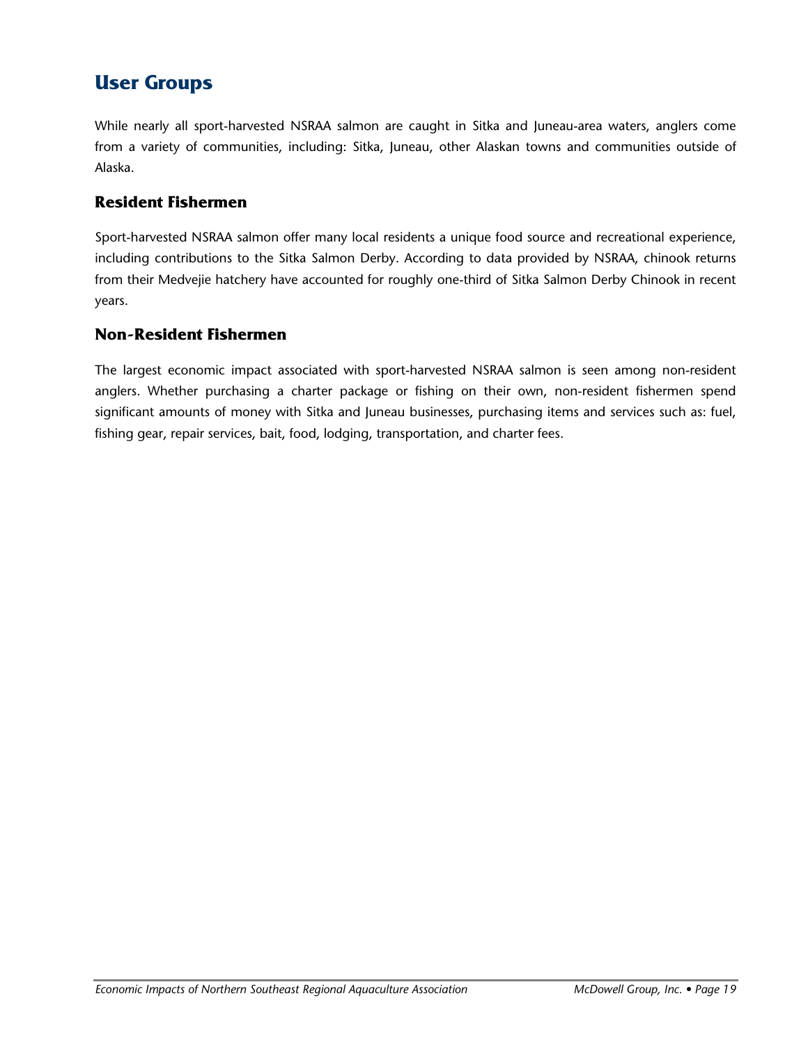## User Groups

While nearly all sport-harvested NSRAA salmon are caught in Sitka and Juneau-area waters, anglers come from a variety of communities, including: Sitka, Juneau, other Alaskan towns and communities outside of Alaska.

### Resident Fishermen

Sport-harvested NSRAA salmon offer many local residents a unique food source and recreational experience, including contributions to the Sitka Salmon Derby. According to data provided by NSRAA, chinook returns from their Medvejie hatchery have accounted for roughly one-third of Sitka Salmon Derby Chinook in recent years.

### Non-Resident Fishermen

The largest economic impact associated with sport-harvested NSRAA salmon is seen among non-resident anglers. Whether purchasing a charter package or fishing on their own, non-resident fishermen spend significant amounts of money with Sitka and Juneau businesses, purchasing items and services such as: fuel, fishing gear, repair services, bait, food, lodging, transportation, and charter fees.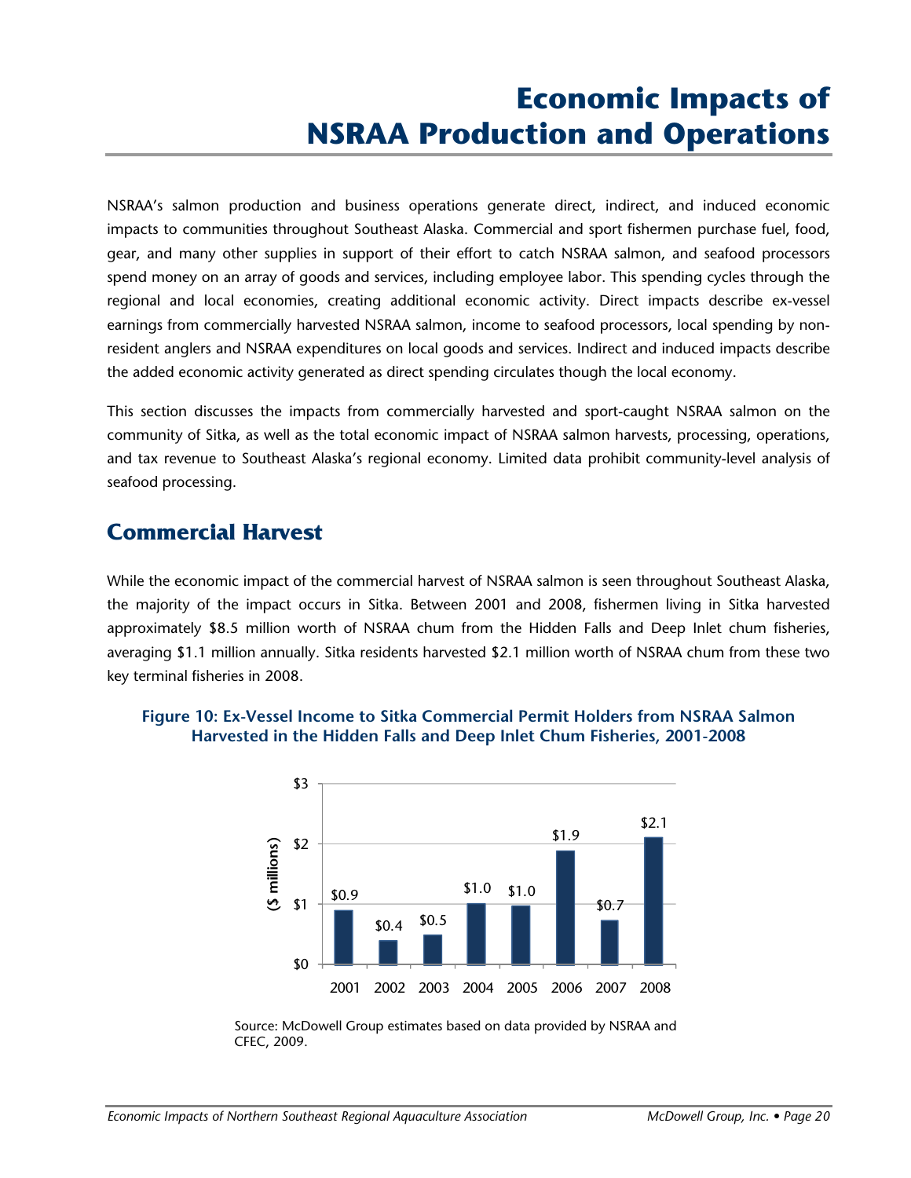# Economic Impacts of NSRAA Production and Operations

NSRAA's salmon production and business operations generate direct, indirect, and induced economic impacts to communities throughout Southeast Alaska. Commercial and sport fishermen purchase fuel, food, gear, and many other supplies in support of their effort to catch NSRAA salmon, and seafood processors spend money on an array of goods and services, including employee labor. This spending cycles through the regional and local economies, creating additional economic activity. Direct impacts describe ex-vessel earnings from commercially harvested NSRAA salmon, income to seafood processors, local spending by non-resident anglers and NSRAA expenditures on local goods and services. Indirect and induced impacts describe the added economic activity generated as direct spending circulates though the local economy.

This section discusses the impacts from commercially harvested and sport-caught NSRAA salmon on the community of Sitka, as well as the total economic impact of NSRAA salmon harvests, processing, operations, and tax revenue to Southeast Alaska's regional economy. Limited data prohibit community-level analysis of seafood processing.

## Commercial Harvest

While the economic impact of the commercial harvest of NSRAA salmon is seen throughout Southeast Alaska, the majority of the impact occurs in Sitka. Between 2001 and 2008, fishermen living in Sitka harvested approximately $8.5 million worth of NSRAA chum from the Hidden Falls and Deep Inlet chum fisheries, averaging $1.1 million annually. Sitka residents harvested $2.1 million worth of NSRAA chum from these two key terminal fisheries in 2008.

**Figure 10: Ex-Vessel Income to Sitka Commercial Permit Holders from NSRAA Salmon Harvested in the Hidden Falls and Deep Inlet Chum Fisheries, 2001-2008**

| Year | ($ millions) |
|---|---|
| 2001 | $0.9 |
| 2002 | $0.4 |
| 2003 | $0.5 |
| 2004 | $1.0 |
| 2005 | $1.0 |
| 2006 | $1.9 |
| 2007 | $0.7 |
| 2008 | $2.1 |

Source: McDowell Group estimates based on data provided by NSRAA and CFEC, 2009.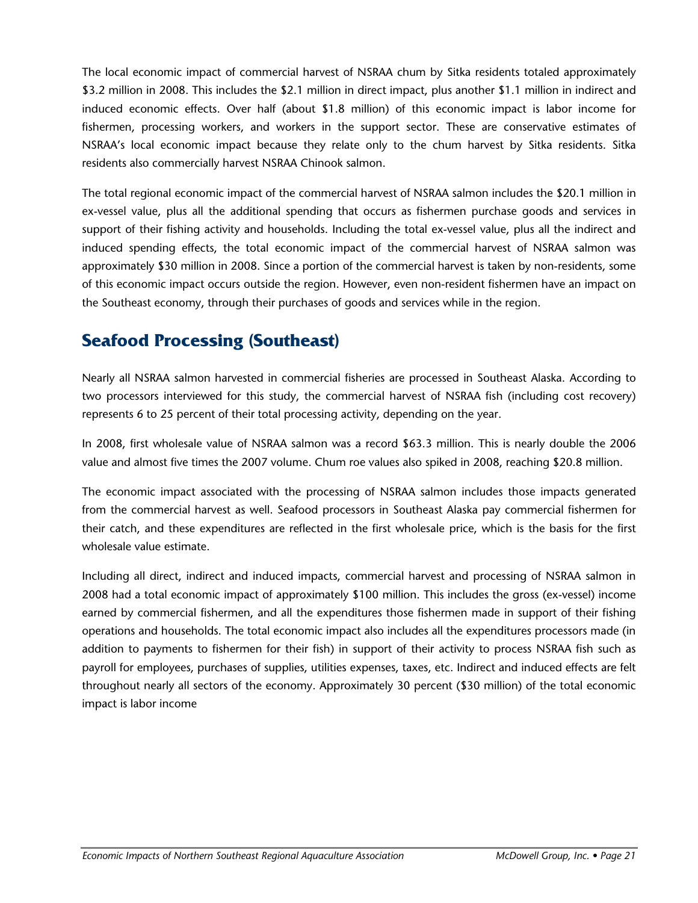The local economic impact of commercial harvest of NSRAA chum by Sitka residents totaled approximately $3.2 million in 2008. This includes the $2.1 million in direct impact, plus another $1.1 million in indirect and induced economic effects. Over half (about $1.8 million) of this economic impact is labor income for fishermen, processing workers, and workers in the support sector. These are conservative estimates of NSRAA's local economic impact because they relate only to the chum harvest by Sitka residents. Sitka residents also commercially harvest NSRAA Chinook salmon.

The total regional economic impact of the commercial harvest of NSRAA salmon includes the $20.1 million in ex-vessel value, plus all the additional spending that occurs as fishermen purchase goods and services in support of their fishing activity and households. Including the total ex-vessel value, plus all the indirect and induced spending effects, the total economic impact of the commercial harvest of NSRAA salmon was approximately $30 million in 2008. Since a portion of the commercial harvest is taken by non-residents, some of this economic impact occurs outside the region. However, even non-resident fishermen have an impact on the Southeast economy, through their purchases of goods and services while in the region.

## Seafood Processing (Southeast)

Nearly all NSRAA salmon harvested in commercial fisheries are processed in Southeast Alaska. According to two processors interviewed for this study, the commercial harvest of NSRAA fish (including cost recovery) represents 6 to 25 percent of their total processing activity, depending on the year.

In 2008, first wholesale value of NSRAA salmon was a record $63.3 million. This is nearly double the 2006 value and almost five times the 2007 volume. Chum roe values also spiked in 2008, reaching $20.8 million.

The economic impact associated with the processing of NSRAA salmon includes those impacts generated from the commercial harvest as well. Seafood processors in Southeast Alaska pay commercial fishermen for their catch, and these expenditures are reflected in the first wholesale price, which is the basis for the first wholesale value estimate.

Including all direct, indirect and induced impacts, commercial harvest and processing of NSRAA salmon in 2008 had a total economic impact of approximately $100 million. This includes the gross (ex-vessel) income earned by commercial fishermen, and all the expenditures those fishermen made in support of their fishing operations and households. The total economic impact also includes all the expenditures processors made (in addition to payments to fishermen for their fish) in support of their activity to process NSRAA fish such as payroll for employees, purchases of supplies, utilities expenses, taxes, etc. Indirect and induced effects are felt throughout nearly all sectors of the economy. Approximately 30 percent ($30 million) of the total economic impact is labor income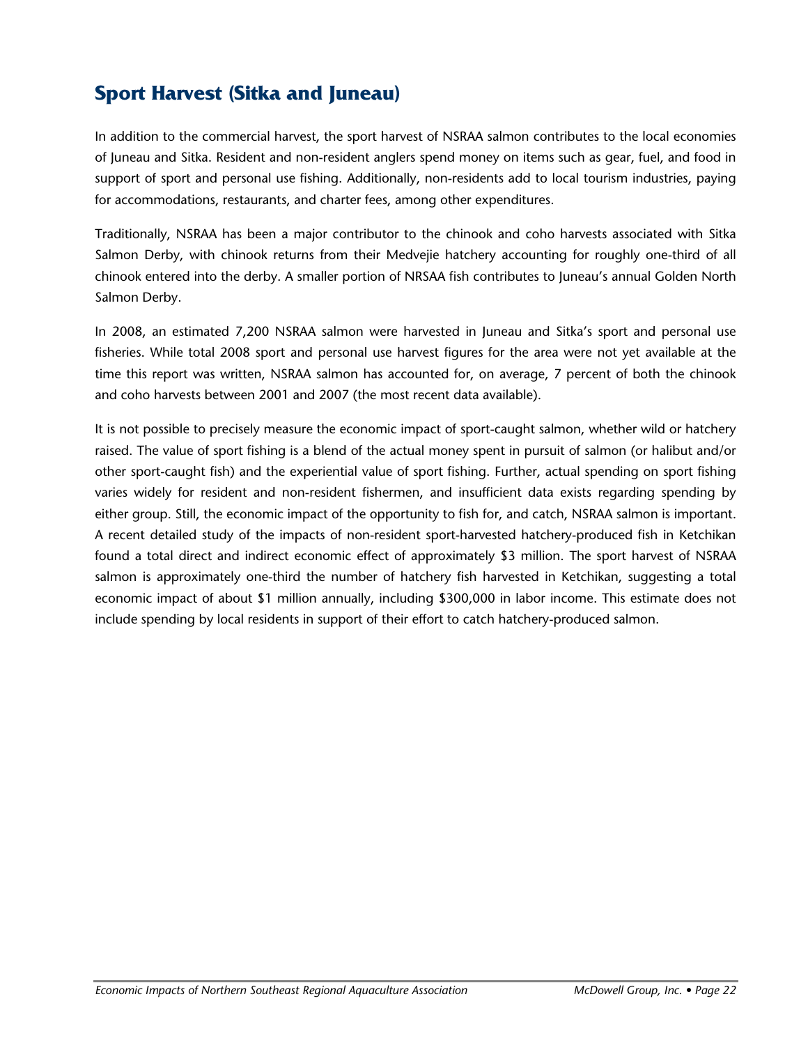## Sport Harvest (Sitka and Juneau)

In addition to the commercial harvest, the sport harvest of NSRAA salmon contributes to the local economies of Juneau and Sitka. Resident and non-resident anglers spend money on items such as gear, fuel, and food in support of sport and personal use fishing. Additionally, non-residents add to local tourism industries, paying for accommodations, restaurants, and charter fees, among other expenditures.

Traditionally, NSRAA has been a major contributor to the chinook and coho harvests associated with Sitka Salmon Derby, with chinook returns from their Medvejie hatchery accounting for roughly one-third of all chinook entered into the derby. A smaller portion of NRSAA fish contributes to Juneau's annual Golden North Salmon Derby.

In 2008, an estimated 7,200 NSRAA salmon were harvested in Juneau and Sitka's sport and personal use fisheries. While total 2008 sport and personal use harvest figures for the area were not yet available at the time this report was written, NSRAA salmon has accounted for, on average, 7 percent of both the chinook and coho harvests between 2001 and 2007 (the most recent data available).

It is not possible to precisely measure the economic impact of sport-caught salmon, whether wild or hatchery raised. The value of sport fishing is a blend of the actual money spent in pursuit of salmon (or halibut and/or other sport-caught fish) and the experiential value of sport fishing. Further, actual spending on sport fishing varies widely for resident and non-resident fishermen, and insufficient data exists regarding spending by either group. Still, the economic impact of the opportunity to fish for, and catch, NSRAA salmon is important. A recent detailed study of the impacts of non-resident sport-harvested hatchery-produced fish in Ketchikan found a total direct and indirect economic effect of approximately $3 million. The sport harvest of NSRAA salmon is approximately one-third the number of hatchery fish harvested in Ketchikan, suggesting a total economic impact of about $1 million annually, including $300,000 in labor income. This estimate does not include spending by local residents in support of their effort to catch hatchery-produced salmon.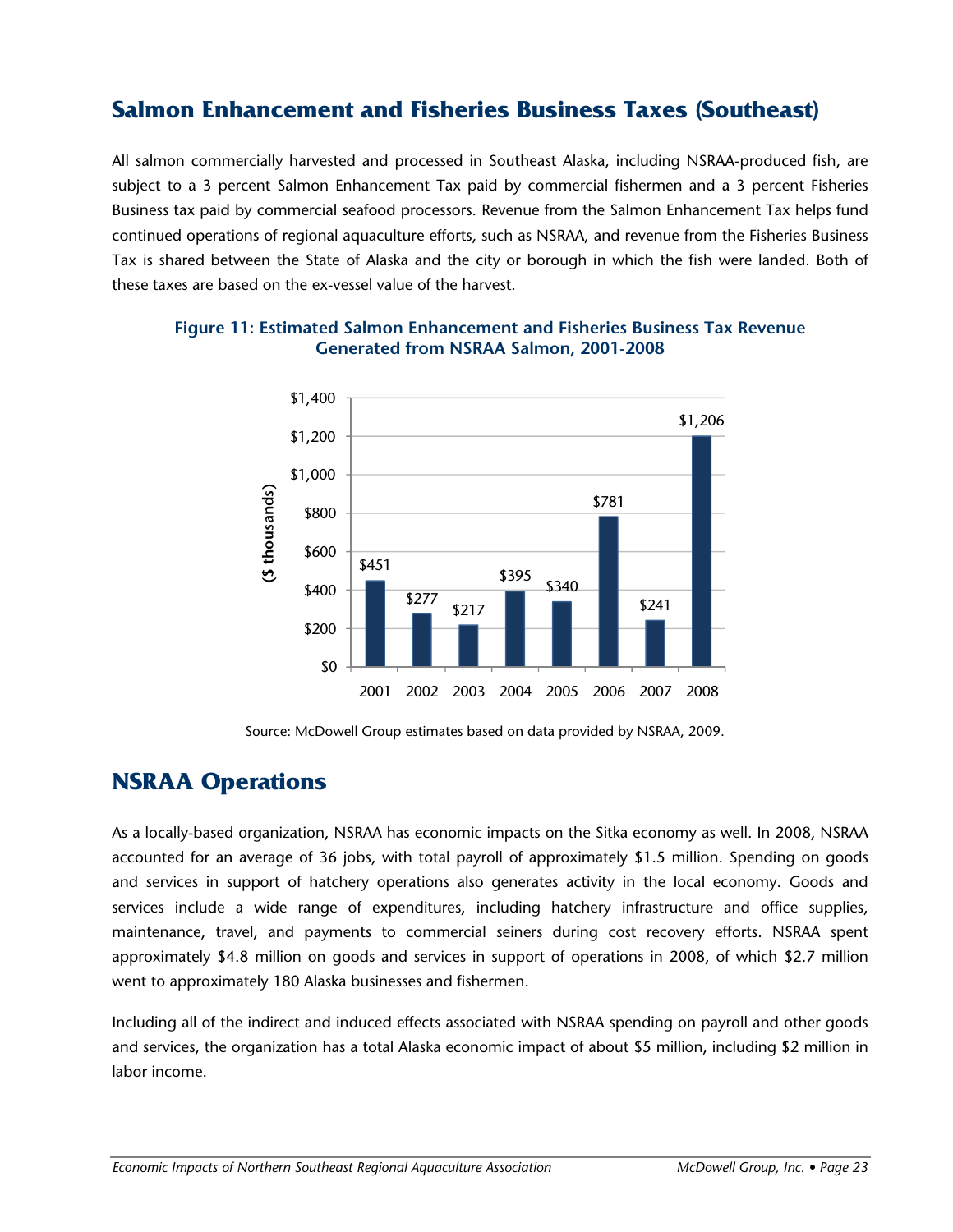## Salmon Enhancement and Fisheries Business Taxes (Southeast)

All salmon commercially harvested and processed in Southeast Alaska, including NSRAA-produced fish, are subject to a 3 percent Salmon Enhancement Tax paid by commercial fishermen and a 3 percent Fisheries Business tax paid by commercial seafood processors. Revenue from the Salmon Enhancement Tax helps fund continued operations of regional aquaculture efforts, such as NSRAA, and revenue from the Fisheries Business Tax is shared between the State of Alaska and the city or borough in which the fish were landed. Both of these taxes are based on the ex-vessel value of the harvest.

**Figure 11: Estimated Salmon Enhancement and Fisheries Business Tax Revenue Generated from NSRAA Salmon, 2001-2008**

| Year | ($ thousands) |
|---|---|
| 2001 | $451 |
| 2002 | $277 |
| 2003 | $217 |
| 2004 | $395 |
| 2005 | $340 |
| 2006 | $781 |
| 2007 | $241 |
| 2008 | $1,206 |

Source: McDowell Group estimates based on data provided by NSRAA, 2009.

## NSRAA Operations

As a locally-based organization, NSRAA has economic impacts on the Sitka economy as well. In 2008, NSRAA accounted for an average of 36 jobs, with total payroll of approximately $1.5 million. Spending on goods and services in support of hatchery operations also generates activity in the local economy. Goods and services include a wide range of expenditures, including hatchery infrastructure and office supplies, maintenance, travel, and payments to commercial seiners during cost recovery efforts. NSRAA spent approximately $4.8 million on goods and services in support of operations in 2008, of which $2.7 million went to approximately 180 Alaska businesses and fishermen.

Including all of the indirect and induced effects associated with NSRAA spending on payroll and other goods and services, the organization has a total Alaska economic impact of about $5 million, including $2 million in labor income.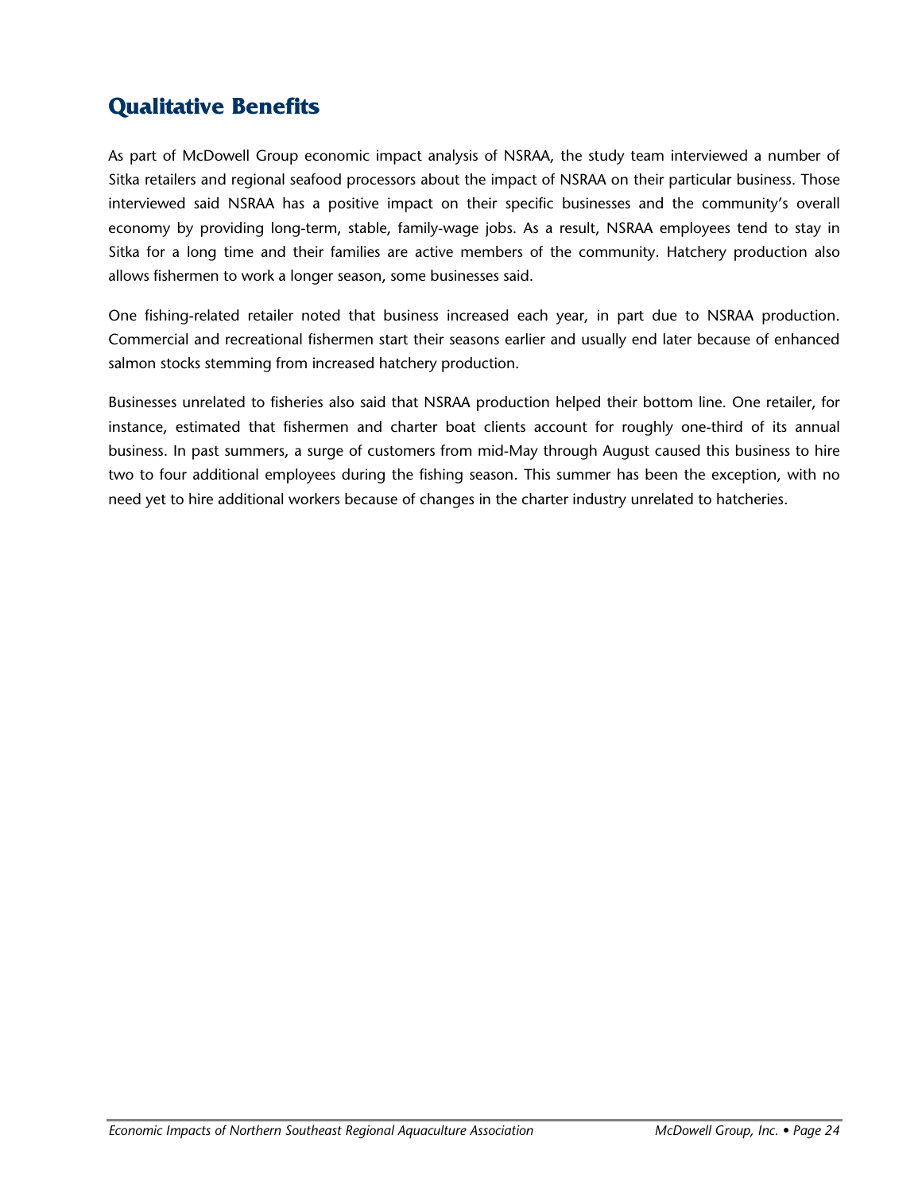## Qualitative Benefits

As part of McDowell Group economic impact analysis of NSRAA, the study team interviewed a number of Sitka retailers and regional seafood processors about the impact of NSRAA on their particular business. Those interviewed said NSRAA has a positive impact on their specific businesses and the community's overall economy by providing long-term, stable, family-wage jobs. As a result, NSRAA employees tend to stay in Sitka for a long time and their families are active members of the community. Hatchery production also allows fishermen to work a longer season, some businesses said.

One fishing-related retailer noted that business increased each year, in part due to NSRAA production. Commercial and recreational fishermen start their seasons earlier and usually end later because of enhanced salmon stocks stemming from increased hatchery production.

Businesses unrelated to fisheries also said that NSRAA production helped their bottom line. One retailer, for instance, estimated that fishermen and charter boat clients account for roughly one-third of its annual business. In past summers, a surge of customers from mid-May through August caused this business to hire two to four additional employees during the fishing season. This summer has been the exception, with no need yet to hire additional workers because of changes in the charter industry unrelated to hatcheries.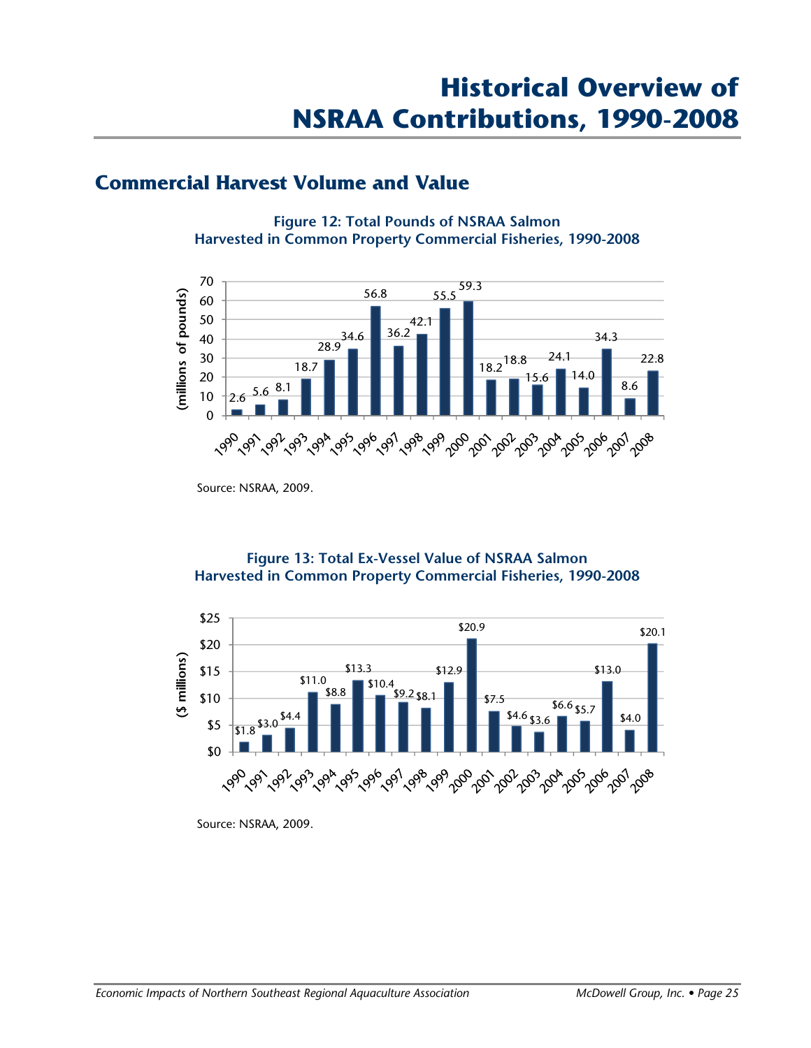# Historical Overview of NSRAA Contributions, 1990-2008

## Commercial Harvest Volume and Value

**Figure 12: Total Pounds of NSRAA Salmon Harvested in Common Property Commercial Fisheries, 1990-2008**

| Year | Millions of pounds |
|---|---|
| 1990 | 2.6 |
| 1991 | 5.6 |
| 1992 | 8.1 |
| 1993 | 18.7 |
| 1994 | 28.9 |
| 1995 | 34.6 |
| 1996 | 56.8 |
| 1997 | 36.2 |
| 1998 | 42.1 |
| 1999 | 55.5 |
| 2000 | 59.3 |
| 2001 | 18.2 |
| 2002 | 18.8 |
| 2003 | 15.6 |
| 2004 | 24.1 |
| 2005 | 14.0 |
| 2006 | 34.3 |
| 2007 | 8.6 |
| 2008 | 22.8 |

Source: NSRAA, 2009.

**Figure 13: Total Ex-Vessel Value of NSRAA Salmon Harvested in Common Property Commercial Fisheries, 1990-2008**

| Year | $ millions |
|---|---|
| 1990 | $1.8 |
| 1991 | $3.0 |
| 1992 | $4.4 |
| 1993 | $11.0 |
| 1994 | $8.8 |
| 1995 | $13.3 |
| 1996 | $10.4 |
| 1997 | $9.2 |
| 1998 | $8.1 |
| 1999 | $12.9 |
| 2000 | $20.9 |
| 2001 | $7.5 |
| 2002 | $4.6 |
| 2003 | $3.6 |
| 2004 | $6.6 |
| 2005 | $5.7 |
| 2006 | $13.0 |
| 2007 | $4.0 |
| 2008 | $20.1 |

Source: NSRAA, 2009.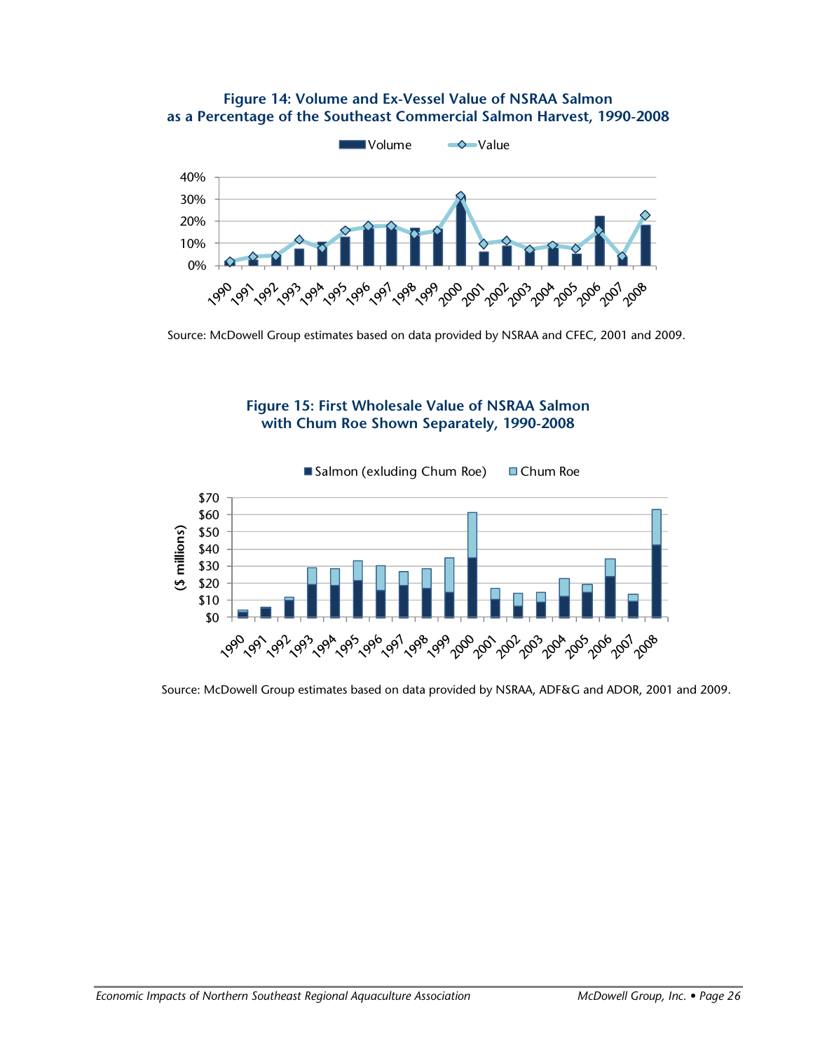**Figure 14: Volume and Ex-Vessel Value of NSRAA Salmon as a Percentage of the Southeast Commercial Salmon Harvest, 1990-2008**

Volume
Value

40%
30%
20%
10%
0%

1990 1991 1992 1993 1994 1995 1996 1997 1998 1999 2000 2001 2002 2003 2004 2005 2006 2007 2008

Source: McDowell Group estimates based on data provided by NSRAA and CFEC, 2001 and 2009.

**Figure 15: First Wholesale Value of NSRAA Salmon with Chum Roe Shown Separately, 1990-2008**

Salmon (exluding Chum Roe)
Chum Roe

($ millions)

$70
$60
$50
$40
$30
$20
$10
$0

1990 1991 1992 1993 1994 1995 1996 1997 1998 1999 2000 2001 2002 2003 2004 2005 2006 2007 2008

Source: McDowell Group estimates based on data provided by NSRAA, ADF&G and ADOR, 2001 and 2009.